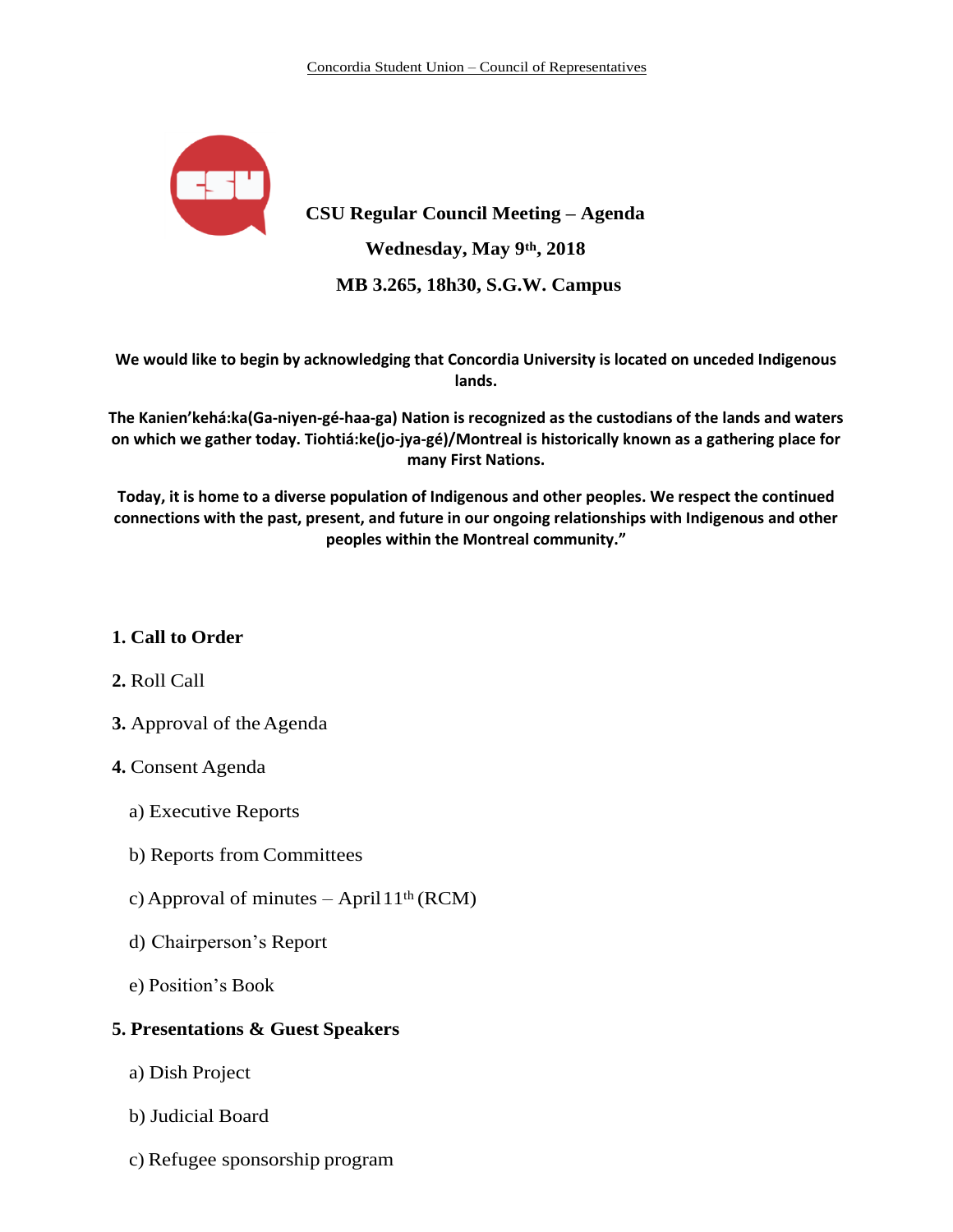Concordia Student Union – Council of Representatives

# CSU Regular Council Meeting – Agenda

**Wednesday, May 9th, 2018**

**MB 3.265, 18h30, S.G.W. Campus**

**We would like to begin by acknowledging that Concordia University is located on unceded Indigenous lands.**

**The Kanien'kehá:ka(Ga-niyen-gé-haa-ga) Nation is recognized as the custodians of the lands and waters on which we gather today. Tiohtiá:ke(jo-jya-gé)/Montreal is historically known as a gathering place for many First Nations.**

**Today, it is home to a diverse population of Indigenous and other peoples. We respect the continued connections with the past, present, and future in our ongoing relationships with Indigenous and other peoples within the Montreal community."**

**1. Call to Order**

**2.** Roll Call

**3.** Approval of the Agenda

**4.** Consent Agenda

a) Executive Reports

b) Reports from Committees

c) Approval of minutes – April 11th (RCM)

d) Chairperson's Report

e) Position's Book

**5. Presentations & Guest Speakers**

a) Dish Project

b) Judicial Board

c) Refugee sponsorship program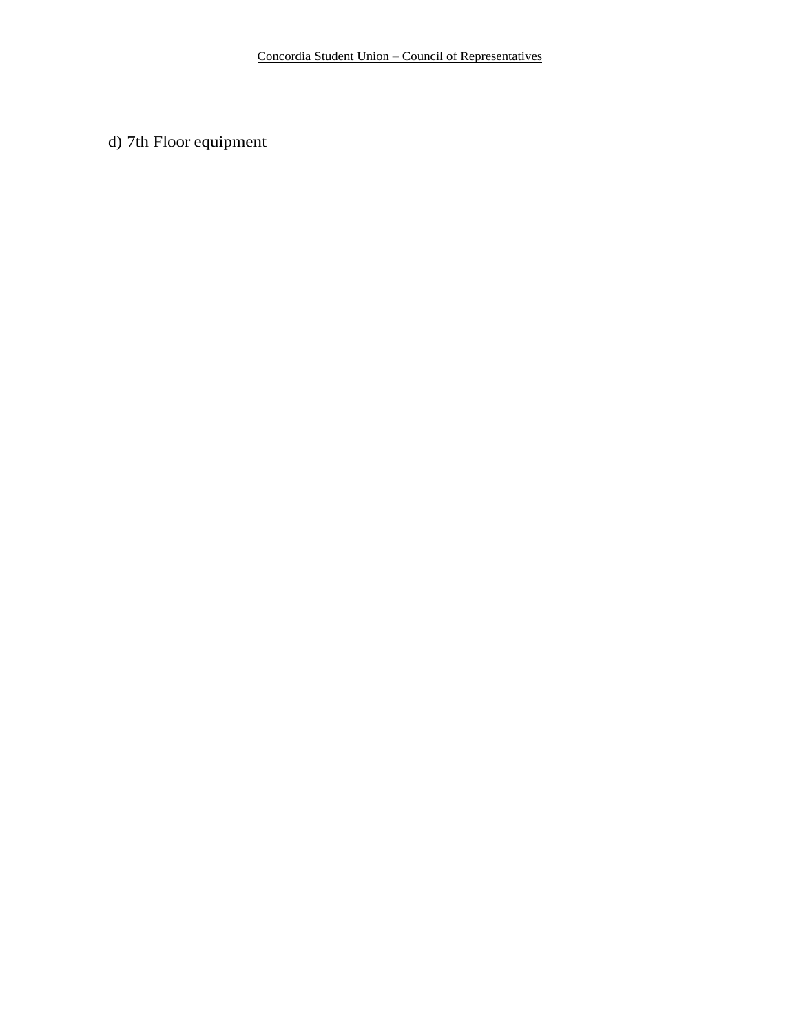d) 7th Floor equipment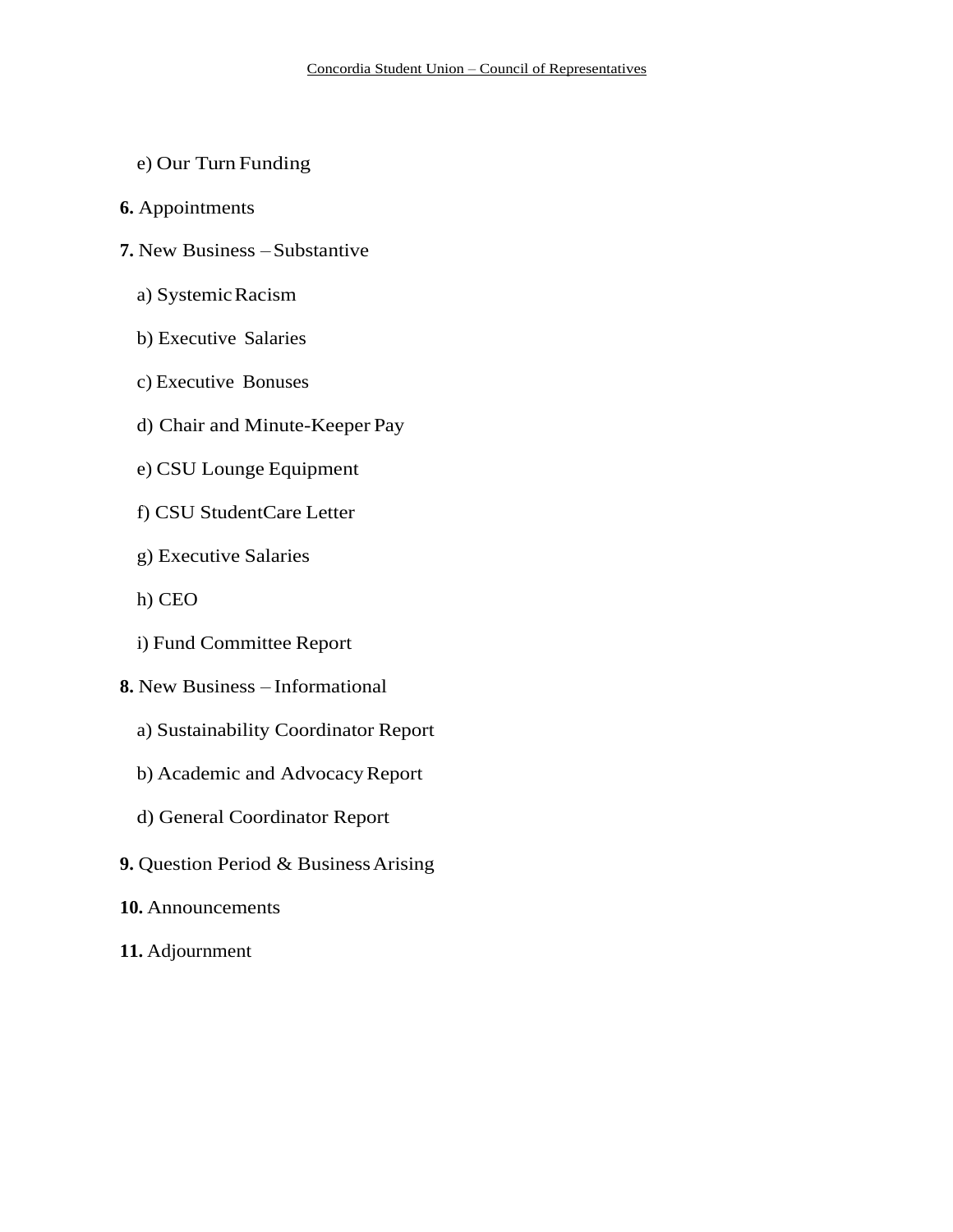e) Our Turn Funding

**6.** Appointments

**7.** New Business – Substantive

a) Systemic Racism

b) Executive Salaries

c) Executive Bonuses

d) Chair and Minute-Keeper Pay

e) CSU Lounge Equipment

f) CSU StudentCare Letter

g) Executive Salaries

h) CEO

i) Fund Committee Report

**8.** New Business – Informational

a) Sustainability Coordinator Report

b) Academic and Advocacy Report

d) General Coordinator Report

**9.** Question Period & Business Arising

**10.** Announcements

**11.** Adjournment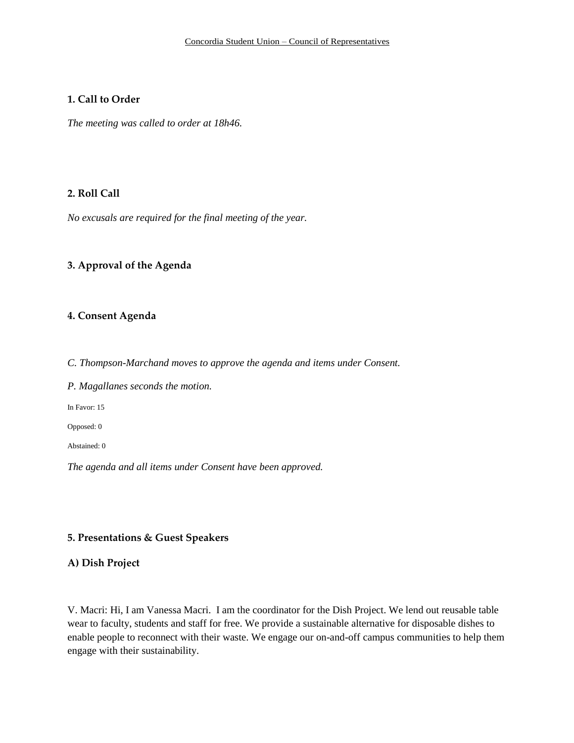## 1. Call to Order

*The meeting was called to order at 18h46.*

## 2. Roll Call

*No excusals are required for the final meeting of the year.*

## 3. Approval of the Agenda

## 4. Consent Agenda

*C. Thompson-Marchand moves to approve the agenda and items under Consent.*

*P. Magallanes seconds the motion.*

In Favor: 15

Opposed: 0

Abstained: 0

*The agenda and all items under Consent have been approved.*

## 5. Presentations & Guest Speakers

### A) Dish Project

V. Macri: Hi, I am Vanessa Macri. I am the coordinator for the Dish Project. We lend out reusable table wear to faculty, students and staff for free. We provide a sustainable alternative for disposable dishes to enable people to reconnect with their waste. We engage our on-and-off campus communities to help them engage with their sustainability.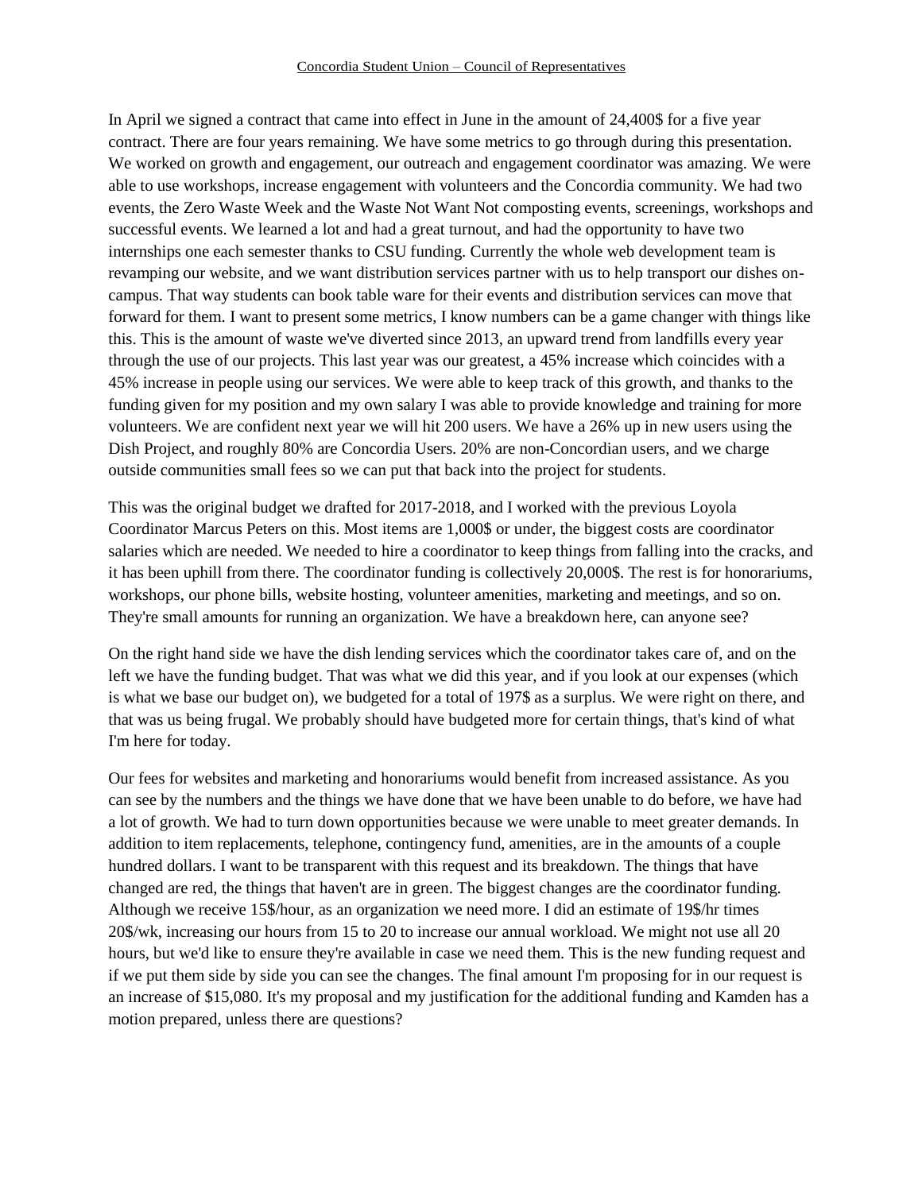In April we signed a contract that came into effect in June in the amount of 24,400$ for a five year contract. There are four years remaining. We have some metrics to go through during this presentation. We worked on growth and engagement, our outreach and engagement coordinator was amazing. We were able to use workshops, increase engagement with volunteers and the Concordia community. We had two events, the Zero Waste Week and the Waste Not Want Not composting events, screenings, workshops and successful events. We learned a lot and had a great turnout, and had the opportunity to have two internships one each semester thanks to CSU funding. Currently the whole web development team is revamping our website, and we want distribution services partner with us to help transport our dishes on-campus. That way students can book table ware for their events and distribution services can move that forward for them. I want to present some metrics, I know numbers can be a game changer with things like this. This is the amount of waste we've diverted since 2013, an upward trend from landfills every year through the use of our projects. This last year was our greatest, a 45% increase which coincides with a 45% increase in people using our services. We were able to keep track of this growth, and thanks to the funding given for my position and my own salary I was able to provide knowledge and training for more volunteers. We are confident next year we will hit 200 users. We have a 26% up in new users using the Dish Project, and roughly 80% are Concordia Users. 20% are non-Concordian users, and we charge outside communities small fees so we can put that back into the project for students.

This was the original budget we drafted for 2017-2018, and I worked with the previous Loyola Coordinator Marcus Peters on this. Most items are 1,000$ or under, the biggest costs are coordinator salaries which are needed. We needed to hire a coordinator to keep things from falling into the cracks, and it has been uphill from there. The coordinator funding is collectively 20,000$. The rest is for honorariums, workshops, our phone bills, website hosting, volunteer amenities, marketing and meetings, and so on. They're small amounts for running an organization. We have a breakdown here, can anyone see?

On the right hand side we have the dish lending services which the coordinator takes care of, and on the left we have the funding budget. That was what we did this year, and if you look at our expenses (which is what we base our budget on), we budgeted for a total of 197$ as a surplus. We were right on there, and that was us being frugal. We probably should have budgeted more for certain things, that's kind of what I'm here for today.

Our fees for websites and marketing and honorariums would benefit from increased assistance. As you can see by the numbers and the things we have done that we have been unable to do before, we have had a lot of growth. We had to turn down opportunities because we were unable to meet greater demands. In addition to item replacements, telephone, contingency fund, amenities, are in the amounts of a couple hundred dollars. I want to be transparent with this request and its breakdown. The things that have changed are red, the things that haven't are in green. The biggest changes are the coordinator funding. Although we receive 15$/hour, as an organization we need more. I did an estimate of 19$/hr times 20$/wk, increasing our hours from 15 to 20 to increase our annual workload. We might not use all 20 hours, but we'd like to ensure they're available in case we need them. This is the new funding request and if we put them side by side you can see the changes. The final amount I'm proposing for in our request is an increase of $15,080. It's my proposal and my justification for the additional funding and Kamden has a motion prepared, unless there are questions?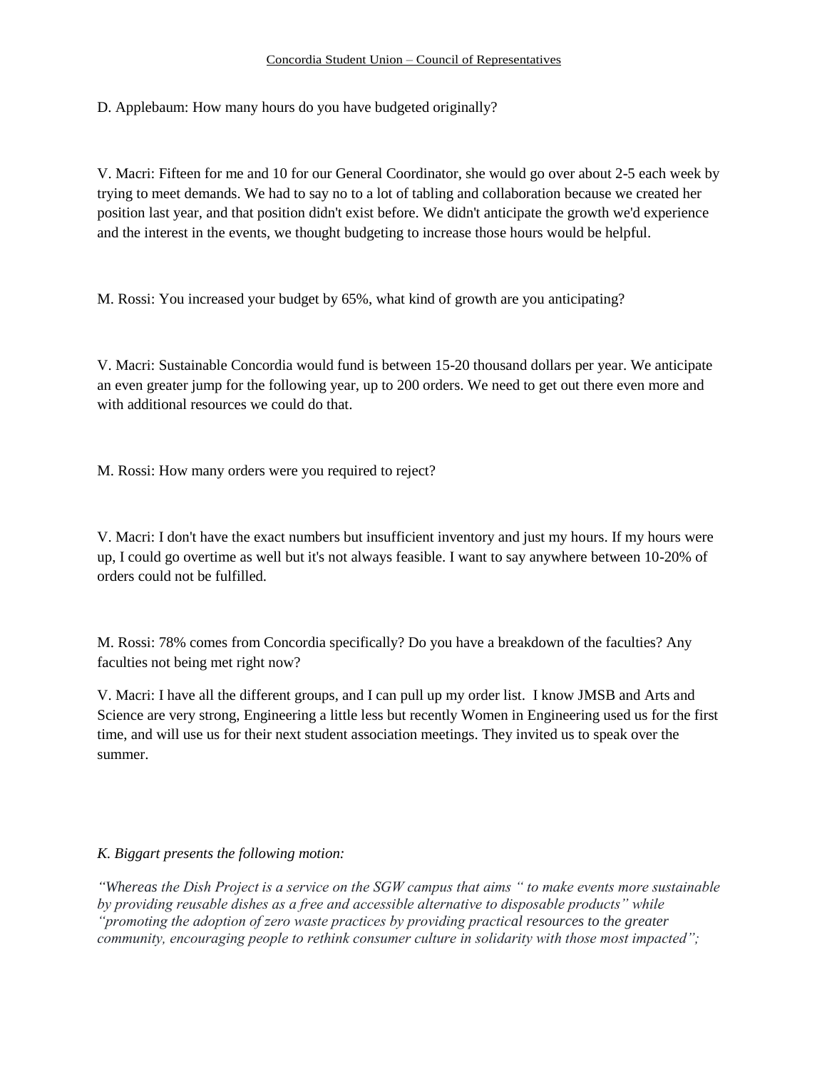D. Applebaum: How many hours do you have budgeted originally?

V. Macri: Fifteen for me and 10 for our General Coordinator, she would go over about 2-5 each week by trying to meet demands. We had to say no to a lot of tabling and collaboration because we created her position last year, and that position didn't exist before. We didn't anticipate the growth we'd experience and the interest in the events, we thought budgeting to increase those hours would be helpful.

M. Rossi: You increased your budget by 65%, what kind of growth are you anticipating?

V. Macri: Sustainable Concordia would fund is between 15-20 thousand dollars per year. We anticipate an even greater jump for the following year, up to 200 orders. We need to get out there even more and with additional resources we could do that.

M. Rossi: How many orders were you required to reject?

V. Macri: I don't have the exact numbers but insufficient inventory and just my hours. If my hours were up, I could go overtime as well but it's not always feasible. I want to say anywhere between 10-20% of orders could not be fulfilled.

M. Rossi: 78% comes from Concordia specifically? Do you have a breakdown of the faculties? Any faculties not being met right now?

V. Macri: I have all the different groups, and I can pull up my order list. I know JMSB and Arts and Science are very strong, Engineering a little less but recently Women in Engineering used us for the first time, and will use us for their next student association meetings. They invited us to speak over the summer.

*K. Biggart presents the following motion:*

*"Whereas the Dish Project is a service on the SGW campus that aims " to make events more sustainable by providing reusable dishes as a free and accessible alternative to disposable products" while "promoting the adoption of zero waste practices by providing practical resources to the greater community, encouraging people to rethink consumer culture in solidarity with those most impacted";*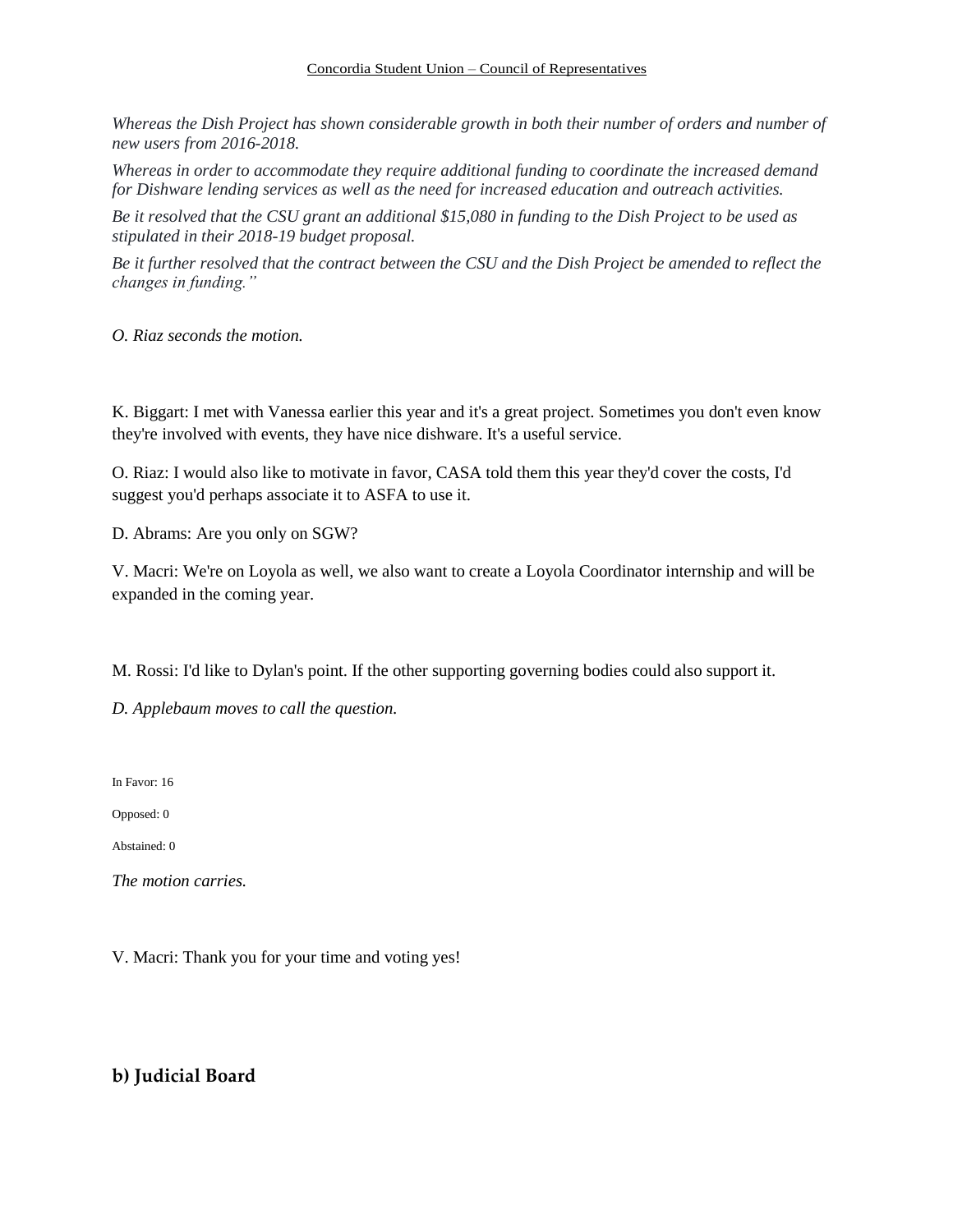*Whereas the Dish Project has shown considerable growth in both their number of orders and number of new users from 2016-2018.*

*Whereas in order to accommodate they require additional funding to coordinate the increased demand for Dishware lending services as well as the need for increased education and outreach activities.*

*Be it resolved that the CSU grant an additional $15,080 in funding to the Dish Project to be used as stipulated in their 2018-19 budget proposal.*

*Be it further resolved that the contract between the CSU and the Dish Project be amended to reflect the changes in funding."*

*O. Riaz seconds the motion.*

K. Biggart: I met with Vanessa earlier this year and it's a great project. Sometimes you don't even know they're involved with events, they have nice dishware. It's a useful service.

O. Riaz: I would also like to motivate in favor, CASA told them this year they'd cover the costs, I'd suggest you'd perhaps associate it to ASFA to use it.

D. Abrams: Are you only on SGW?

V. Macri: We're on Loyola as well, we also want to create a Loyola Coordinator internship and will be expanded in the coming year.

M. Rossi: I'd like to Dylan's point. If the other supporting governing bodies could also support it.

*D. Applebaum moves to call the question.*

In Favor: 16

Opposed: 0

Abstained: 0

*The motion carries.*

V. Macri: Thank you for your time and voting yes!

## b) Judicial Board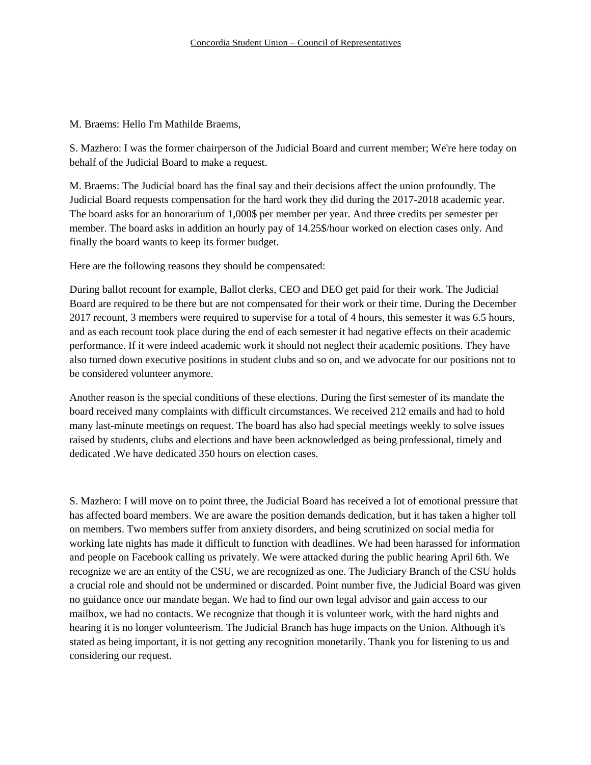M. Braems: Hello I'm Mathilde Braems,

S. Mazhero: I was the former chairperson of the Judicial Board and current member; We're here today on behalf of the Judicial Board to make a request.

M. Braems: The Judicial board has the final say and their decisions affect the union profoundly. The Judicial Board requests compensation for the hard work they did during the 2017-2018 academic year. The board asks for an honorarium of 1,000$ per member per year. And three credits per semester per member. The board asks in addition an hourly pay of 14.25$/hour worked on election cases only. And finally the board wants to keep its former budget.

Here are the following reasons they should be compensated:

During ballot recount for example, Ballot clerks, CEO and DEO get paid for their work. The Judicial Board are required to be there but are not compensated for their work or their time. During the December 2017 recount, 3 members were required to supervise for a total of 4 hours, this semester it was 6.5 hours, and as each recount took place during the end of each semester it had negative effects on their academic performance. If it were indeed academic work it should not neglect their academic positions. They have also turned down executive positions in student clubs and so on, and we advocate for our positions not to be considered volunteer anymore.

Another reason is the special conditions of these elections. During the first semester of its mandate the board received many complaints with difficult circumstances. We received 212 emails and had to hold many last-minute meetings on request. The board has also had special meetings weekly to solve issues raised by students, clubs and elections and have been acknowledged as being professional, timely and dedicated .We have dedicated 350 hours on election cases.

S. Mazhero: I will move on to point three, the Judicial Board has received a lot of emotional pressure that has affected board members. We are aware the position demands dedication, but it has taken a higher toll on members. Two members suffer from anxiety disorders, and being scrutinized on social media for working late nights has made it difficult to function with deadlines. We had been harassed for information and people on Facebook calling us privately. We were attacked during the public hearing April 6th. We recognize we are an entity of the CSU, we are recognized as one. The Judiciary Branch of the CSU holds a crucial role and should not be undermined or discarded. Point number five, the Judicial Board was given no guidance once our mandate began. We had to find our own legal advisor and gain access to our mailbox, we had no contacts. We recognize that though it is volunteer work, with the hard nights and hearing it is no longer volunteerism. The Judicial Branch has huge impacts on the Union. Although it's stated as being important, it is not getting any recognition monetarily. Thank you for listening to us and considering our request.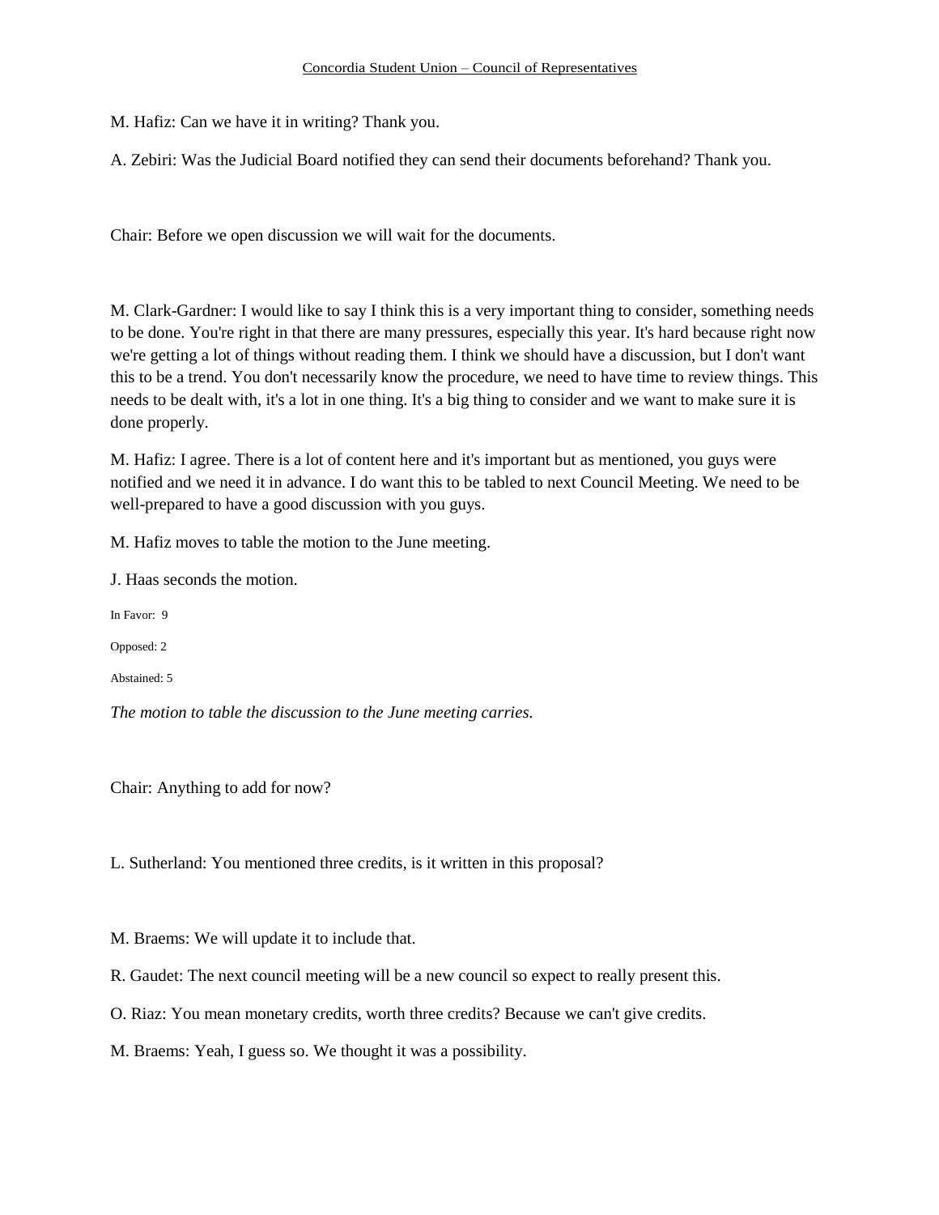M. Hafiz: Can we have it in writing? Thank you.

A. Zebiri: Was the Judicial Board notified they can send their documents beforehand? Thank you.

Chair: Before we open discussion we will wait for the documents.

M. Clark-Gardner: I would like to say I think this is a very important thing to consider, something needs to be done. You're right in that there are many pressures, especially this year. It's hard because right now we're getting a lot of things without reading them. I think we should have a discussion, but I don't want this to be a trend. You don't necessarily know the procedure, we need to have time to review things. This needs to be dealt with, it's a lot in one thing. It's a big thing to consider and we want to make sure it is done properly.

M. Hafiz: I agree. There is a lot of content here and it's important but as mentioned, you guys were notified and we need it in advance. I do want this to be tabled to next Council Meeting. We need to be well-prepared to have a good discussion with you guys.

M. Hafiz moves to table the motion to the June meeting.

J. Haas seconds the motion.

In Favor: 9

Opposed: 2

Abstained: 5

*The motion to table the discussion to the June meeting carries.*

Chair: Anything to add for now?

L. Sutherland: You mentioned three credits, is it written in this proposal?

M. Braems: We will update it to include that.

R. Gaudet: The next council meeting will be a new council so expect to really present this.

O. Riaz: You mean monetary credits, worth three credits? Because we can't give credits.

M. Braems: Yeah, I guess so. We thought it was a possibility.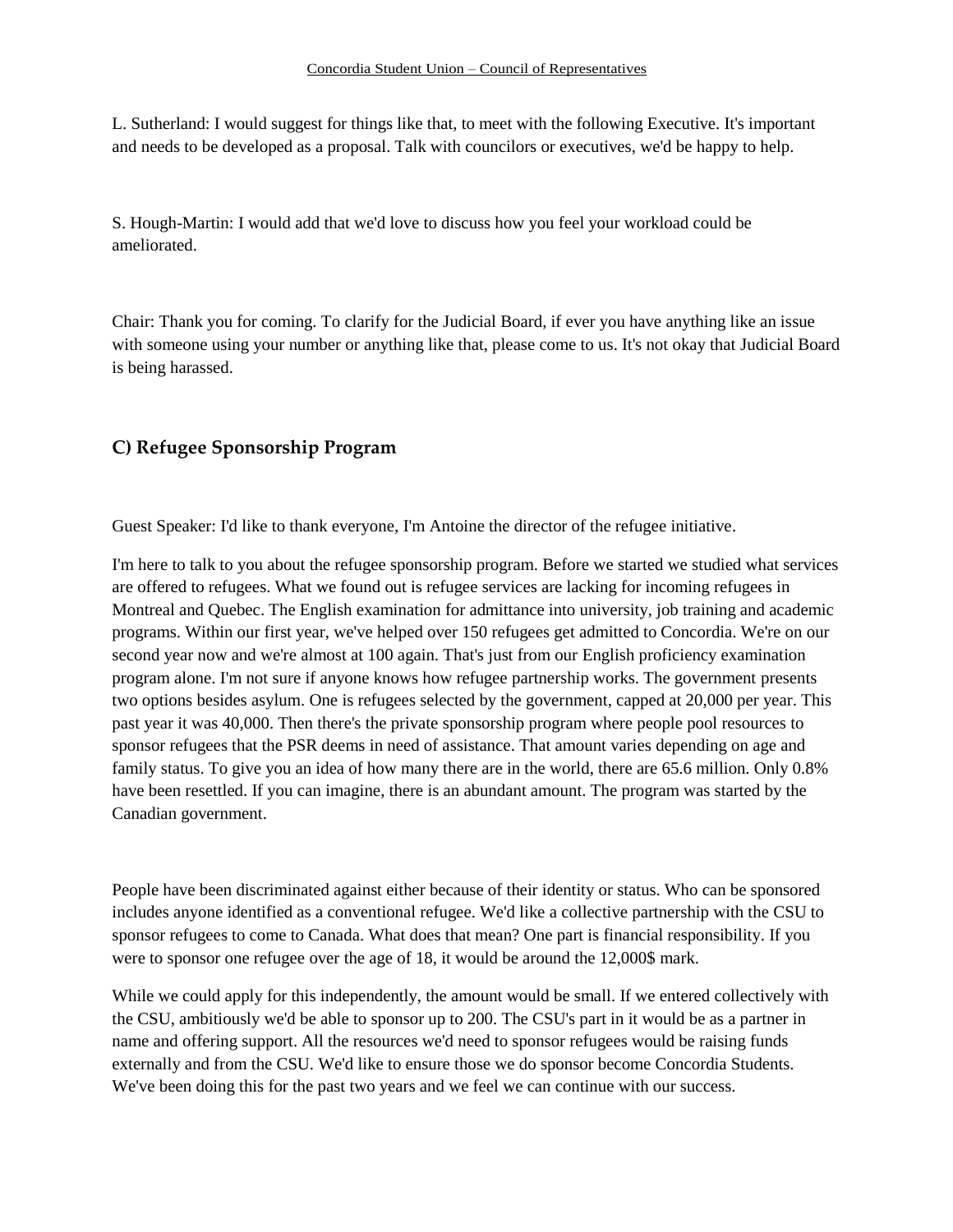L. Sutherland: I would suggest for things like that, to meet with the following Executive. It's important and needs to be developed as a proposal. Talk with councilors or executives, we'd be happy to help.

S. Hough-Martin: I would add that we'd love to discuss how you feel your workload could be ameliorated.

Chair: Thank you for coming. To clarify for the Judicial Board, if ever you have anything like an issue with someone using your number or anything like that, please come to us. It's not okay that Judicial Board is being harassed.

## C) Refugee Sponsorship Program

Guest Speaker: I'd like to thank everyone, I'm Antoine the director of the refugee initiative.

I'm here to talk to you about the refugee sponsorship program. Before we started we studied what services are offered to refugees. What we found out is refugee services are lacking for incoming refugees in Montreal and Quebec. The English examination for admittance into university, job training and academic programs. Within our first year, we've helped over 150 refugees get admitted to Concordia. We're on our second year now and we're almost at 100 again. That's just from our English proficiency examination program alone. I'm not sure if anyone knows how refugee partnership works. The government presents two options besides asylum. One is refugees selected by the government, capped at 20,000 per year. This past year it was 40,000. Then there's the private sponsorship program where people pool resources to sponsor refugees that the PSR deems in need of assistance. That amount varies depending on age and family status. To give you an idea of how many there are in the world, there are 65.6 million. Only 0.8% have been resettled. If you can imagine, there is an abundant amount. The program was started by the Canadian government.

People have been discriminated against either because of their identity or status. Who can be sponsored includes anyone identified as a conventional refugee. We'd like a collective partnership with the CSU to sponsor refugees to come to Canada. What does that mean? One part is financial responsibility. If you were to sponsor one refugee over the age of 18, it would be around the 12,000$ mark.

While we could apply for this independently, the amount would be small. If we entered collectively with the CSU, ambitiously we'd be able to sponsor up to 200. The CSU's part in it would be as a partner in name and offering support. All the resources we'd need to sponsor refugees would be raising funds externally and from the CSU. We'd like to ensure those we do sponsor become Concordia Students. We've been doing this for the past two years and we feel we can continue with our success.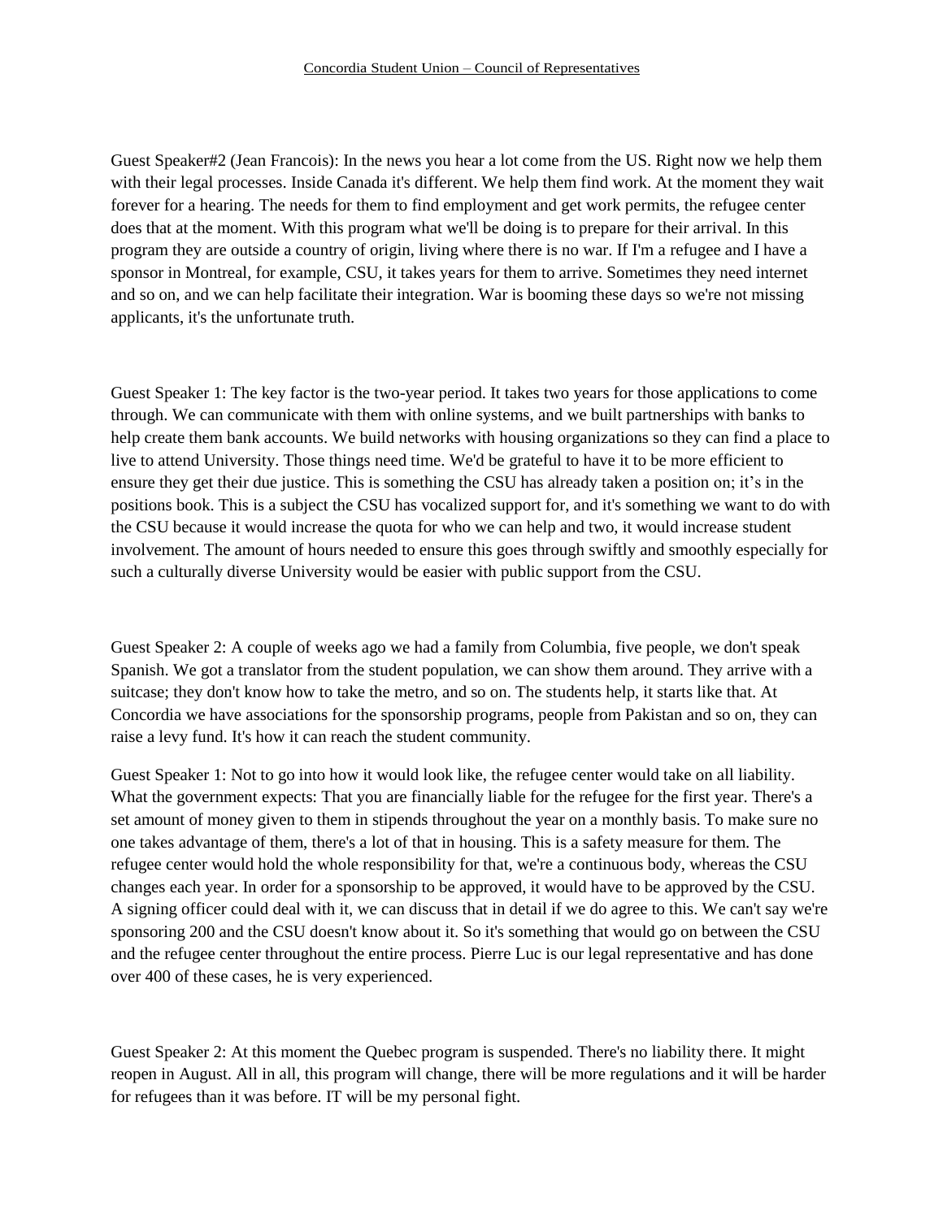Guest Speaker#2 (Jean Francois): In the news you hear a lot come from the US. Right now we help them with their legal processes. Inside Canada it's different. We help them find work. At the moment they wait forever for a hearing. The needs for them to find employment and get work permits, the refugee center does that at the moment. With this program what we'll be doing is to prepare for their arrival. In this program they are outside a country of origin, living where there is no war. If I'm a refugee and I have a sponsor in Montreal, for example, CSU, it takes years for them to arrive. Sometimes they need internet and so on, and we can help facilitate their integration. War is booming these days so we're not missing applicants, it's the unfortunate truth.

Guest Speaker 1: The key factor is the two-year period. It takes two years for those applications to come through. We can communicate with them with online systems, and we built partnerships with banks to help create them bank accounts. We build networks with housing organizations so they can find a place to live to attend University. Those things need time. We'd be grateful to have it to be more efficient to ensure they get their due justice. This is something the CSU has already taken a position on; it's in the positions book. This is a subject the CSU has vocalized support for, and it's something we want to do with the CSU because it would increase the quota for who we can help and two, it would increase student involvement. The amount of hours needed to ensure this goes through swiftly and smoothly especially for such a culturally diverse University would be easier with public support from the CSU.

Guest Speaker 2: A couple of weeks ago we had a family from Columbia, five people, we don't speak Spanish. We got a translator from the student population, we can show them around. They arrive with a suitcase; they don't know how to take the metro, and so on. The students help, it starts like that. At Concordia we have associations for the sponsorship programs, people from Pakistan and so on, they can raise a levy fund. It's how it can reach the student community.

Guest Speaker 1: Not to go into how it would look like, the refugee center would take on all liability. What the government expects: That you are financially liable for the refugee for the first year. There's a set amount of money given to them in stipends throughout the year on a monthly basis. To make sure no one takes advantage of them, there's a lot of that in housing. This is a safety measure for them. The refugee center would hold the whole responsibility for that, we're a continuous body, whereas the CSU changes each year. In order for a sponsorship to be approved, it would have to be approved by the CSU. A signing officer could deal with it, we can discuss that in detail if we do agree to this. We can't say we're sponsoring 200 and the CSU doesn't know about it. So it's something that would go on between the CSU and the refugee center throughout the entire process. Pierre Luc is our legal representative and has done over 400 of these cases, he is very experienced.

Guest Speaker 2: At this moment the Quebec program is suspended. There's no liability there. It might reopen in August. All in all, this program will change, there will be more regulations and it will be harder for refugees than it was before. IT will be my personal fight.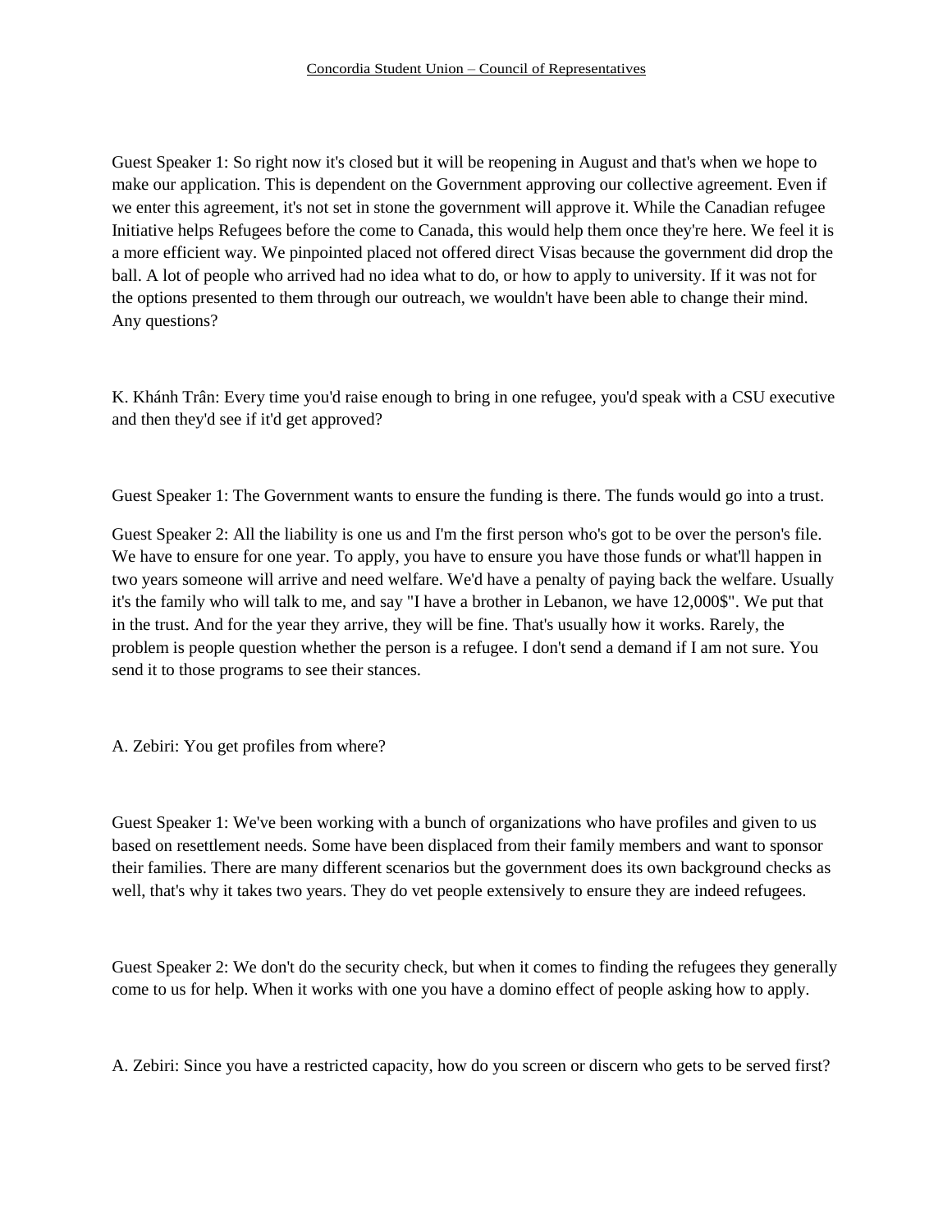Guest Speaker 1: So right now it's closed but it will be reopening in August and that's when we hope to make our application. This is dependent on the Government approving our collective agreement. Even if we enter this agreement, it's not set in stone the government will approve it. While the Canadian refugee Initiative helps Refugees before the come to Canada, this would help them once they're here. We feel it is a more efficient way. We pinpointed placed not offered direct Visas because the government did drop the ball. A lot of people who arrived had no idea what to do, or how to apply to university. If it was not for the options presented to them through our outreach, we wouldn't have been able to change their mind. Any questions?

K. Khánh Trân: Every time you'd raise enough to bring in one refugee, you'd speak with a CSU executive and then they'd see if it'd get approved?

Guest Speaker 1: The Government wants to ensure the funding is there. The funds would go into a trust.

Guest Speaker 2: All the liability is one us and I'm the first person who's got to be over the person's file. We have to ensure for one year. To apply, you have to ensure you have those funds or what'll happen in two years someone will arrive and need welfare. We'd have a penalty of paying back the welfare. Usually it's the family who will talk to me, and say "I have a brother in Lebanon, we have 12,000$". We put that in the trust. And for the year they arrive, they will be fine. That's usually how it works. Rarely, the problem is people question whether the person is a refugee. I don't send a demand if I am not sure. You send it to those programs to see their stances.

A. Zebiri: You get profiles from where?

Guest Speaker 1: We've been working with a bunch of organizations who have profiles and given to us based on resettlement needs. Some have been displaced from their family members and want to sponsor their families. There are many different scenarios but the government does its own background checks as well, that's why it takes two years. They do vet people extensively to ensure they are indeed refugees.

Guest Speaker 2: We don't do the security check, but when it comes to finding the refugees they generally come to us for help. When it works with one you have a domino effect of people asking how to apply.

A. Zebiri: Since you have a restricted capacity, how do you screen or discern who gets to be served first?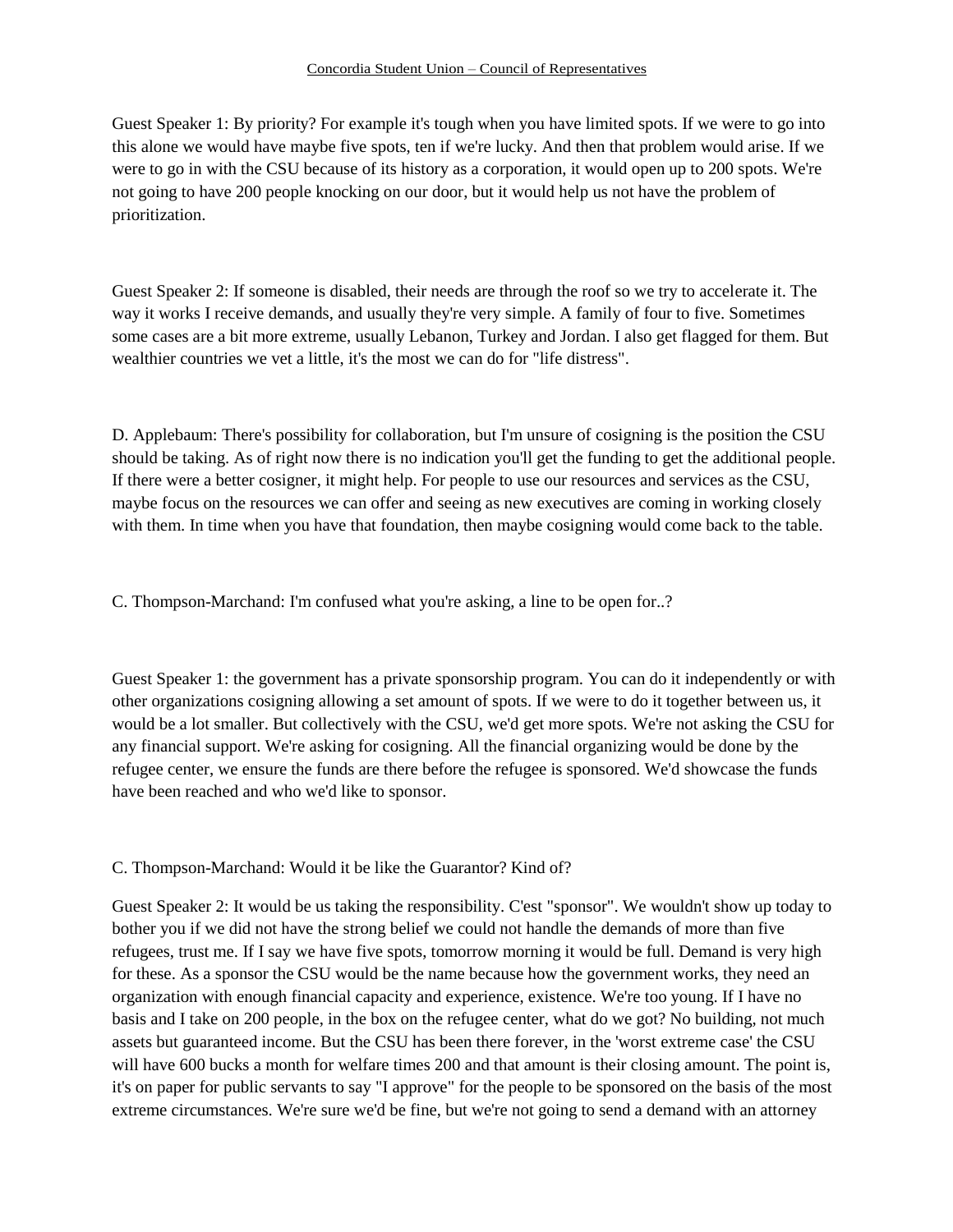Guest Speaker 1: By priority? For example it's tough when you have limited spots. If we were to go into this alone we would have maybe five spots, ten if we're lucky. And then that problem would arise. If we were to go in with the CSU because of its history as a corporation, it would open up to 200 spots. We're not going to have 200 people knocking on our door, but it would help us not have the problem of prioritization.

Guest Speaker 2: If someone is disabled, their needs are through the roof so we try to accelerate it. The way it works I receive demands, and usually they're very simple. A family of four to five. Sometimes some cases are a bit more extreme, usually Lebanon, Turkey and Jordan. I also get flagged for them. But wealthier countries we vet a little, it's the most we can do for "life distress".

D. Applebaum: There's possibility for collaboration, but I'm unsure of cosigning is the position the CSU should be taking. As of right now there is no indication you'll get the funding to get the additional people. If there were a better cosigner, it might help. For people to use our resources and services as the CSU, maybe focus on the resources we can offer and seeing as new executives are coming in working closely with them. In time when you have that foundation, then maybe cosigning would come back to the table.

C. Thompson-Marchand: I'm confused what you're asking, a line to be open for..?

Guest Speaker 1: the government has a private sponsorship program. You can do it independently or with other organizations cosigning allowing a set amount of spots. If we were to do it together between us, it would be a lot smaller. But collectively with the CSU, we'd get more spots. We're not asking the CSU for any financial support. We're asking for cosigning. All the financial organizing would be done by the refugee center, we ensure the funds are there before the refugee is sponsored. We'd showcase the funds have been reached and who we'd like to sponsor.

C. Thompson-Marchand: Would it be like the Guarantor? Kind of?

Guest Speaker 2: It would be us taking the responsibility. C'est "sponsor". We wouldn't show up today to bother you if we did not have the strong belief we could not handle the demands of more than five refugees, trust me. If I say we have five spots, tomorrow morning it would be full. Demand is very high for these. As a sponsor the CSU would be the name because how the government works, they need an organization with enough financial capacity and experience, existence. We're too young. If I have no basis and I take on 200 people, in the box on the refugee center, what do we got? No building, not much assets but guaranteed income. But the CSU has been there forever, in the 'worst extreme case' the CSU will have 600 bucks a month for welfare times 200 and that amount is their closing amount. The point is, it's on paper for public servants to say "I approve" for the people to be sponsored on the basis of the most extreme circumstances. We're sure we'd be fine, but we're not going to send a demand with an attorney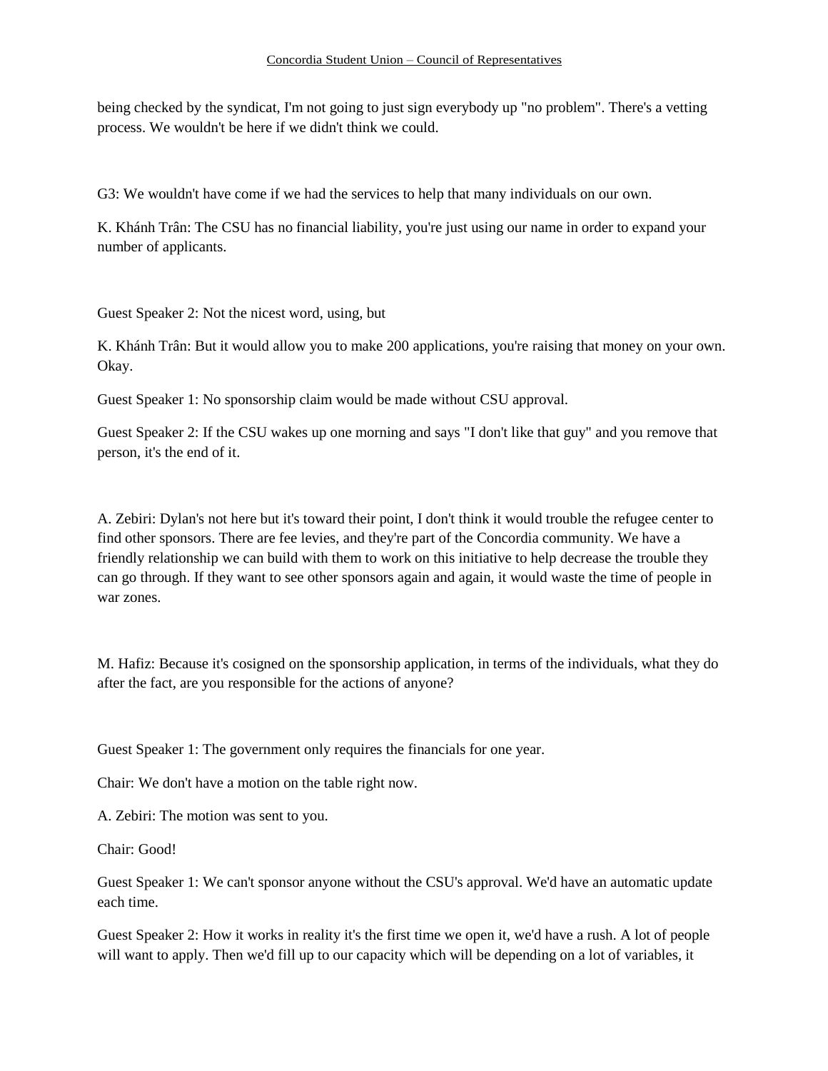being checked by the syndicat, I'm not going to just sign everybody up "no problem". There's a vetting process. We wouldn't be here if we didn't think we could.

G3: We wouldn't have come if we had the services to help that many individuals on our own.

K. Khánh Trân: The CSU has no financial liability, you're just using our name in order to expand your number of applicants.

Guest Speaker 2: Not the nicest word, using, but

K. Khánh Trân: But it would allow you to make 200 applications, you're raising that money on your own. Okay.

Guest Speaker 1: No sponsorship claim would be made without CSU approval.

Guest Speaker 2: If the CSU wakes up one morning and says "I don't like that guy" and you remove that person, it's the end of it.

A. Zebiri: Dylan's not here but it's toward their point, I don't think it would trouble the refugee center to find other sponsors. There are fee levies, and they're part of the Concordia community. We have a friendly relationship we can build with them to work on this initiative to help decrease the trouble they can go through. If they want to see other sponsors again and again, it would waste the time of people in war zones.

M. Hafiz: Because it's cosigned on the sponsorship application, in terms of the individuals, what they do after the fact, are you responsible for the actions of anyone?

Guest Speaker 1: The government only requires the financials for one year.

Chair: We don't have a motion on the table right now.

A. Zebiri: The motion was sent to you.

Chair: Good!

Guest Speaker 1: We can't sponsor anyone without the CSU's approval. We'd have an automatic update each time.

Guest Speaker 2: How it works in reality it's the first time we open it, we'd have a rush. A lot of people will want to apply. Then we'd fill up to our capacity which will be depending on a lot of variables, it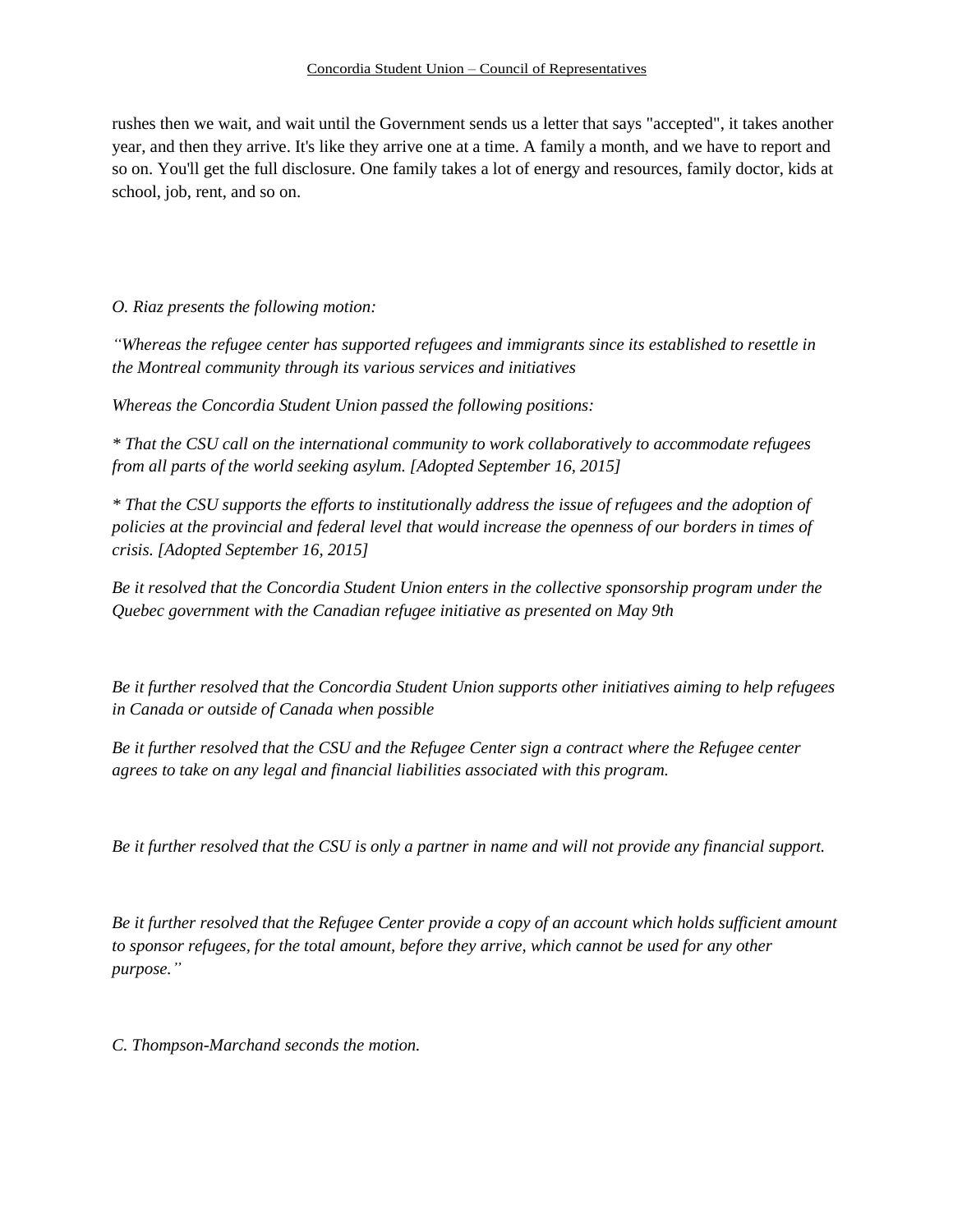rushes then we wait, and wait until the Government sends us a letter that says "accepted", it takes another year, and then they arrive. It's like they arrive one at a time. A family a month, and we have to report and so on. You'll get the full disclosure. One family takes a lot of energy and resources, family doctor, kids at school, job, rent, and so on.

*O. Riaz presents the following motion:*

*"Whereas the refugee center has supported refugees and immigrants since its established to resettle in the Montreal community through its various services and initiatives*

*Whereas the Concordia Student Union passed the following positions:*

*\* That the CSU call on the international community to work collaboratively to accommodate refugees from all parts of the world seeking asylum. [Adopted September 16, 2015]*

*\* That the CSU supports the efforts to institutionally address the issue of refugees and the adoption of policies at the provincial and federal level that would increase the openness of our borders in times of crisis. [Adopted September 16, 2015]*

*Be it resolved that the Concordia Student Union enters in the collective sponsorship program under the Quebec government with the Canadian refugee initiative as presented on May 9th*

*Be it further resolved that the Concordia Student Union supports other initiatives aiming to help refugees in Canada or outside of Canada when possible*

*Be it further resolved that the CSU and the Refugee Center sign a contract where the Refugee center agrees to take on any legal and financial liabilities associated with this program.*

*Be it further resolved that the CSU is only a partner in name and will not provide any financial support.*

*Be it further resolved that the Refugee Center provide a copy of an account which holds sufficient amount to sponsor refugees, for the total amount, before they arrive, which cannot be used for any other purpose."*

*C. Thompson-Marchand seconds the motion.*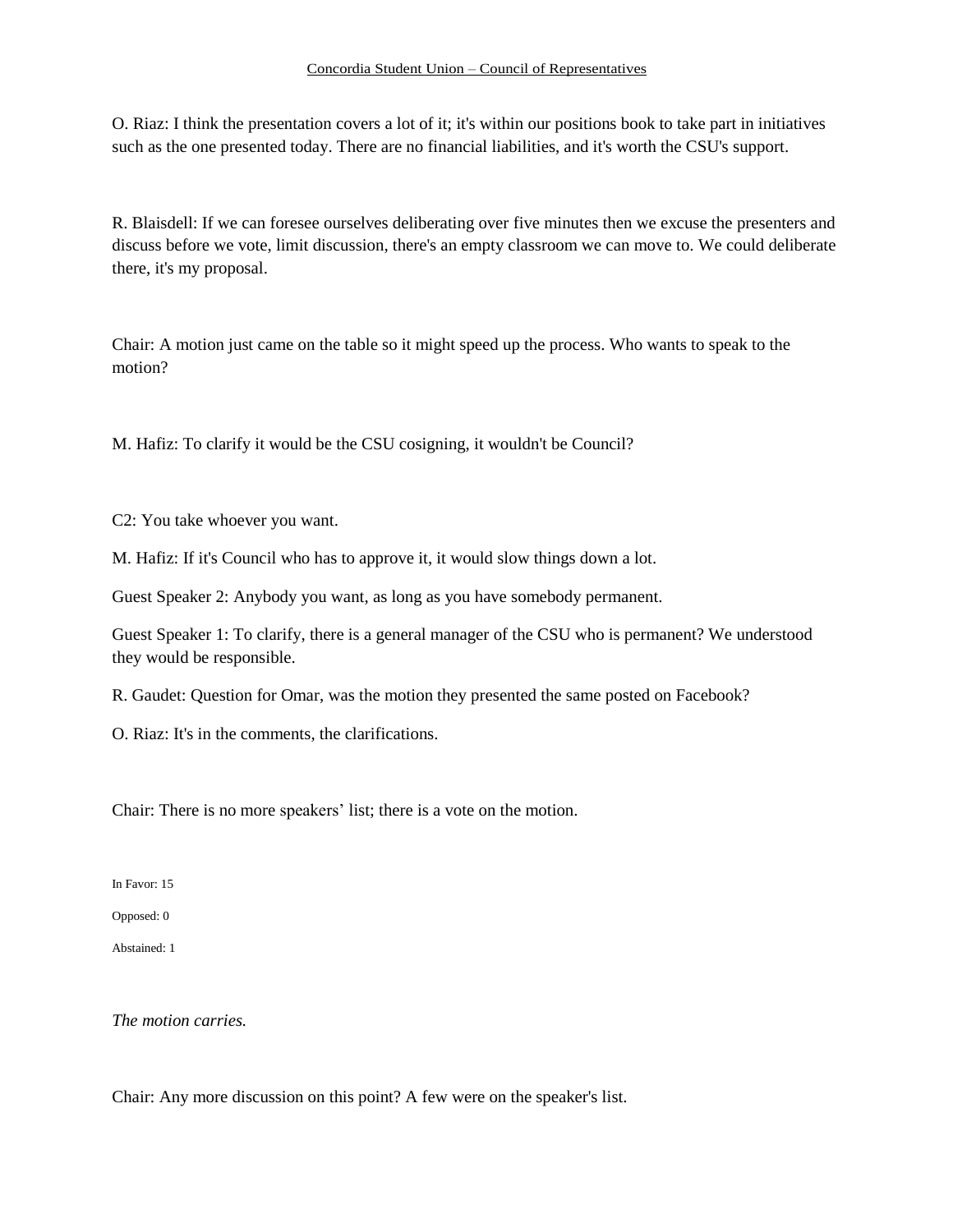O. Riaz: I think the presentation covers a lot of it; it's within our positions book to take part in initiatives such as the one presented today. There are no financial liabilities, and it's worth the CSU's support.

R. Blaisdell: If we can foresee ourselves deliberating over five minutes then we excuse the presenters and discuss before we vote, limit discussion, there's an empty classroom we can move to. We could deliberate there, it's my proposal.

Chair: A motion just came on the table so it might speed up the process. Who wants to speak to the motion?

M. Hafiz: To clarify it would be the CSU cosigning, it wouldn't be Council?

C2: You take whoever you want.

M. Hafiz: If it's Council who has to approve it, it would slow things down a lot.

Guest Speaker 2: Anybody you want, as long as you have somebody permanent.

Guest Speaker 1: To clarify, there is a general manager of the CSU who is permanent? We understood they would be responsible.

R. Gaudet: Question for Omar, was the motion they presented the same posted on Facebook?

O. Riaz: It's in the comments, the clarifications.

Chair: There is no more speakers' list; there is a vote on the motion.

In Favor: 15

Opposed: 0

Abstained: 1

*The motion carries.*

Chair: Any more discussion on this point? A few were on the speaker's list.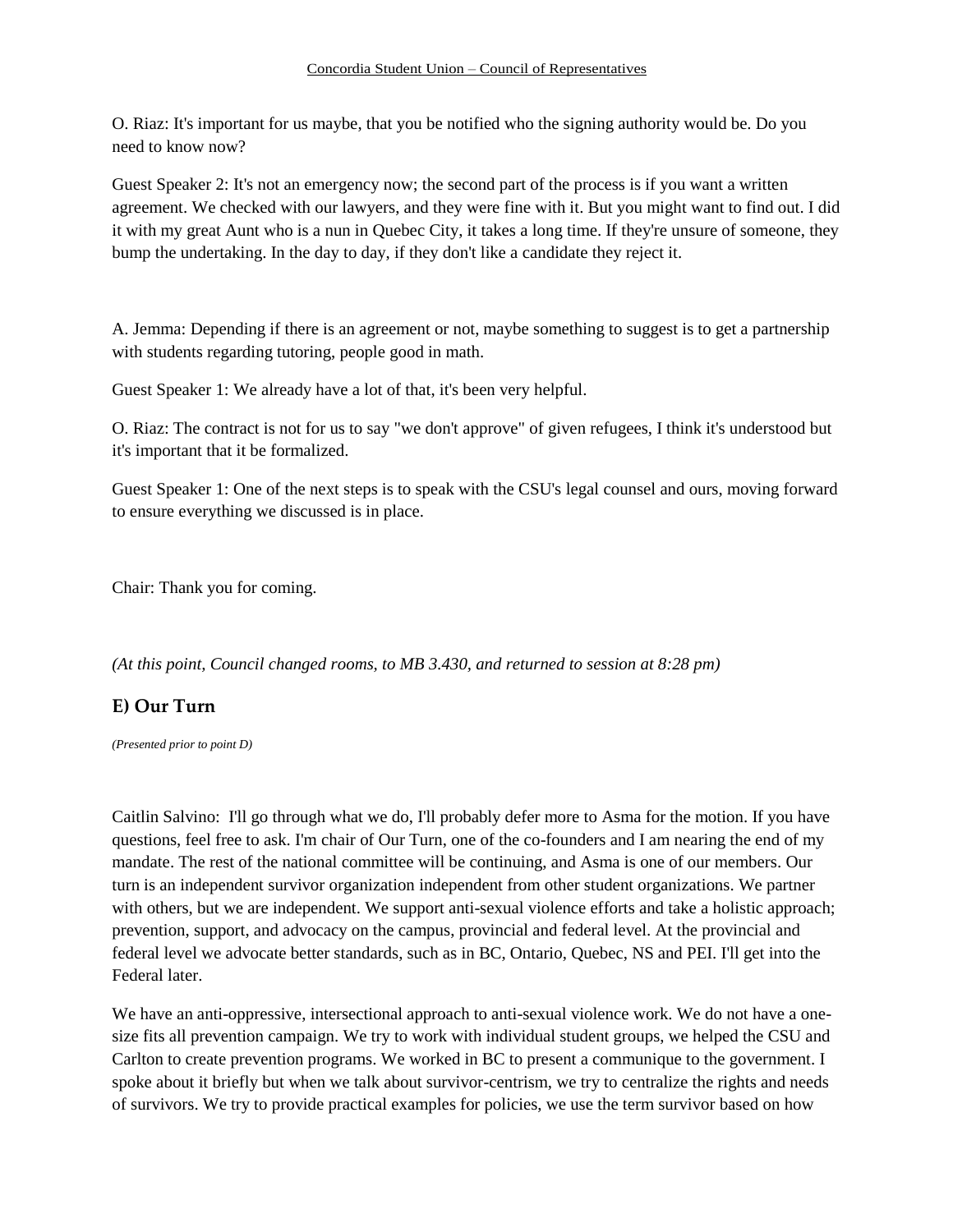O. Riaz: It's important for us maybe, that you be notified who the signing authority would be. Do you need to know now?

Guest Speaker 2: It's not an emergency now; the second part of the process is if you want a written agreement. We checked with our lawyers, and they were fine with it. But you might want to find out. I did it with my great Aunt who is a nun in Quebec City, it takes a long time. If they're unsure of someone, they bump the undertaking. In the day to day, if they don't like a candidate they reject it.

A. Jemma: Depending if there is an agreement or not, maybe something to suggest is to get a partnership with students regarding tutoring, people good in math.

Guest Speaker 1: We already have a lot of that, it's been very helpful.

O. Riaz: The contract is not for us to say "we don't approve" of given refugees, I think it's understood but it's important that it be formalized.

Guest Speaker 1: One of the next steps is to speak with the CSU's legal counsel and ours, moving forward to ensure everything we discussed is in place.

Chair: Thank you for coming.

*(At this point, Council changed rooms, to MB 3.430, and returned to session at 8:28 pm)*

## E) Our Turn

*(Presented prior to point D)*

Caitlin Salvino: I'll go through what we do, I'll probably defer more to Asma for the motion. If you have questions, feel free to ask. I'm chair of Our Turn, one of the co-founders and I am nearing the end of my mandate. The rest of the national committee will be continuing, and Asma is one of our members. Our turn is an independent survivor organization independent from other student organizations. We partner with others, but we are independent. We support anti-sexual violence efforts and take a holistic approach; prevention, support, and advocacy on the campus, provincial and federal level. At the provincial and federal level we advocate better standards, such as in BC, Ontario, Quebec, NS and PEI. I'll get into the Federal later.

We have an anti-oppressive, intersectional approach to anti-sexual violence work. We do not have a one-size fits all prevention campaign. We try to work with individual student groups, we helped the CSU and Carlton to create prevention programs. We worked in BC to present a communique to the government. I spoke about it briefly but when we talk about survivor-centrism, we try to centralize the rights and needs of survivors. We try to provide practical examples for policies, we use the term survivor based on how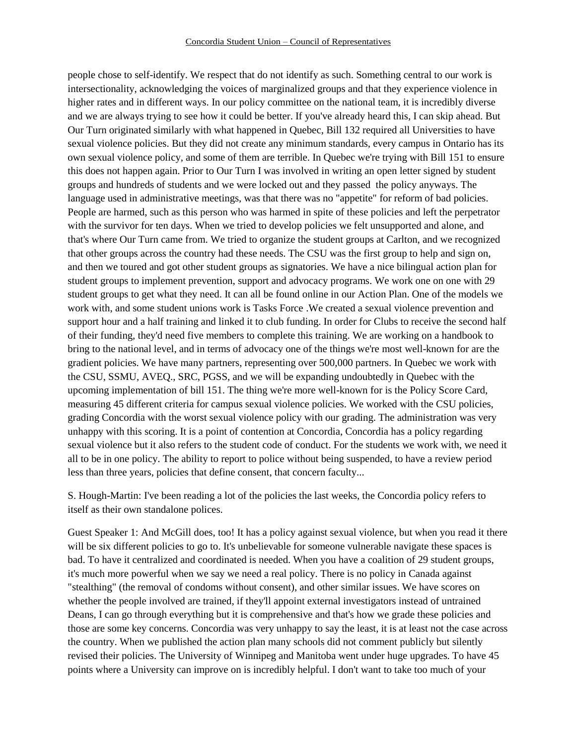people chose to self-identify. We respect that do not identify as such. Something central to our work is intersectionality, acknowledging the voices of marginalized groups and that they experience violence in higher rates and in different ways. In our policy committee on the national team, it is incredibly diverse and we are always trying to see how it could be better. If you've already heard this, I can skip ahead. But Our Turn originated similarly with what happened in Quebec, Bill 132 required all Universities to have sexual violence policies. But they did not create any minimum standards, every campus in Ontario has its own sexual violence policy, and some of them are terrible. In Quebec we're trying with Bill 151 to ensure this does not happen again. Prior to Our Turn I was involved in writing an open letter signed by student groups and hundreds of students and we were locked out and they passed the policy anyways. The language used in administrative meetings, was that there was no "appetite" for reform of bad policies. People are harmed, such as this person who was harmed in spite of these policies and left the perpetrator with the survivor for ten days. When we tried to develop policies we felt unsupported and alone, and that's where Our Turn came from. We tried to organize the student groups at Carlton, and we recognized that other groups across the country had these needs. The CSU was the first group to help and sign on, and then we toured and got other student groups as signatories. We have a nice bilingual action plan for student groups to implement prevention, support and advocacy programs. We work one on one with 29 student groups to get what they need. It can all be found online in our Action Plan. One of the models we work with, and some student unions work is Tasks Force .We created a sexual violence prevention and support hour and a half training and linked it to club funding. In order for Clubs to receive the second half of their funding, they'd need five members to complete this training. We are working on a handbook to bring to the national level, and in terms of advocacy one of the things we're most well-known for are the gradient policies. We have many partners, representing over 500,000 partners. In Quebec we work with the CSU, SSMU, AVEQ., SRC, PGSS, and we will be expanding undoubtedly in Quebec with the upcoming implementation of bill 151. The thing we're more well-known for is the Policy Score Card, measuring 45 different criteria for campus sexual violence policies. We worked with the CSU policies, grading Concordia with the worst sexual violence policy with our grading. The administration was very unhappy with this scoring. It is a point of contention at Concordia, Concordia has a policy regarding sexual violence but it also refers to the student code of conduct. For the students we work with, we need it all to be in one policy. The ability to report to police without being suspended, to have a review period less than three years, policies that define consent, that concern faculty...

S. Hough-Martin: I've been reading a lot of the policies the last weeks, the Concordia policy refers to itself as their own standalone polices.

Guest Speaker 1: And McGill does, too! It has a policy against sexual violence, but when you read it there will be six different policies to go to. It's unbelievable for someone vulnerable navigate these spaces is bad. To have it centralized and coordinated is needed. When you have a coalition of 29 student groups, it's much more powerful when we say we need a real policy. There is no policy in Canada against "stealthing" (the removal of condoms without consent), and other similar issues. We have scores on whether the people involved are trained, if they'll appoint external investigators instead of untrained Deans, I can go through everything but it is comprehensive and that's how we grade these policies and those are some key concerns. Concordia was very unhappy to say the least, it is at least not the case across the country. When we published the action plan many schools did not comment publicly but silently revised their policies. The University of Winnipeg and Manitoba went under huge upgrades. To have 45 points where a University can improve on is incredibly helpful. I don't want to take too much of your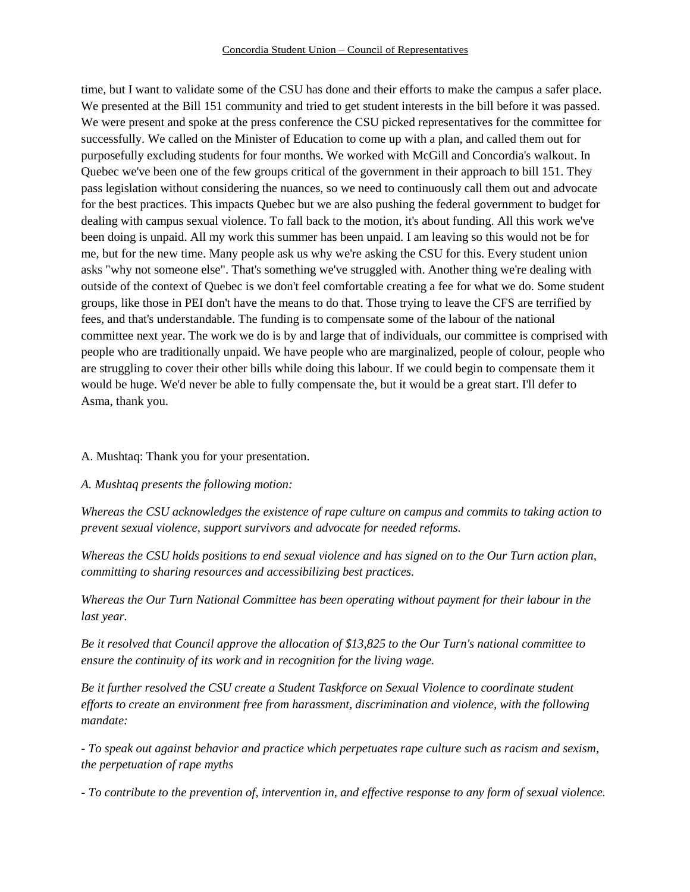time, but I want to validate some of the CSU has done and their efforts to make the campus a safer place. We presented at the Bill 151 community and tried to get student interests in the bill before it was passed. We were present and spoke at the press conference the CSU picked representatives for the committee for successfully. We called on the Minister of Education to come up with a plan, and called them out for purposefully excluding students for four months. We worked with McGill and Concordia's walkout. In Quebec we've been one of the few groups critical of the government in their approach to bill 151. They pass legislation without considering the nuances, so we need to continuously call them out and advocate for the best practices. This impacts Quebec but we are also pushing the federal government to budget for dealing with campus sexual violence. To fall back to the motion, it's about funding. All this work we've been doing is unpaid. All my work this summer has been unpaid. I am leaving so this would not be for me, but for the new time. Many people ask us why we're asking the CSU for this. Every student union asks "why not someone else". That's something we've struggled with. Another thing we're dealing with outside of the context of Quebec is we don't feel comfortable creating a fee for what we do. Some student groups, like those in PEI don't have the means to do that. Those trying to leave the CFS are terrified by fees, and that's understandable. The funding is to compensate some of the labour of the national committee next year. The work we do is by and large that of individuals, our committee is comprised with people who are traditionally unpaid. We have people who are marginalized, people of colour, people who are struggling to cover their other bills while doing this labour. If we could begin to compensate them it would be huge. We'd never be able to fully compensate the, but it would be a great start. I'll defer to Asma, thank you.

A. Mushtaq: Thank you for your presentation.

*A. Mushtaq presents the following motion:*

*Whereas the CSU acknowledges the existence of rape culture on campus and commits to taking action to prevent sexual violence, support survivors and advocate for needed reforms.*

*Whereas the CSU holds positions to end sexual violence and has signed on to the Our Turn action plan, committing to sharing resources and accessibilizing best practices.*

*Whereas the Our Turn National Committee has been operating without payment for their labour in the last year.*

*Be it resolved that Council approve the allocation of $13,825 to the Our Turn's national committee to ensure the continuity of its work and in recognition for the living wage.*

*Be it further resolved the CSU create a Student Taskforce on Sexual Violence to coordinate student efforts to create an environment free from harassment, discrimination and violence, with the following mandate:*

*- To speak out against behavior and practice which perpetuates rape culture such as racism and sexism, the perpetuation of rape myths*

*- To contribute to the prevention of, intervention in, and effective response to any form of sexual violence.*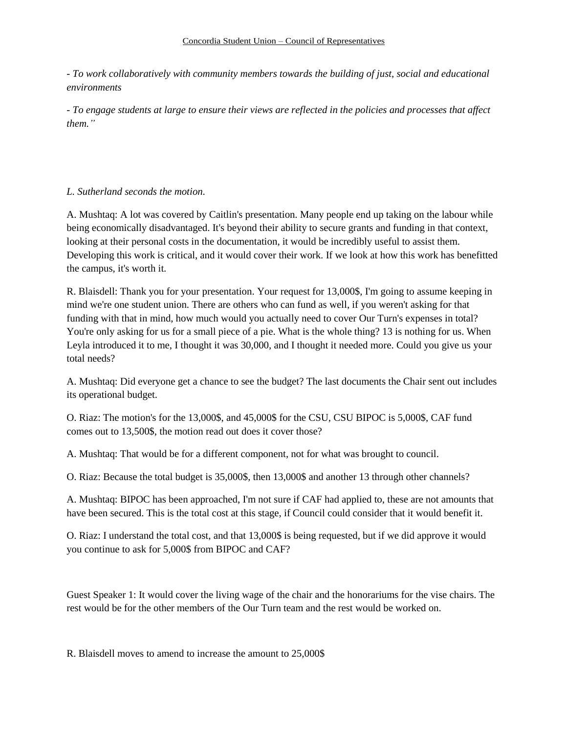- *To work collaboratively with community members towards the building of just, social and educational environments*

- *To engage students at large to ensure their views are reflected in the policies and processes that affect them."*

*L. Sutherland seconds the motion.*

A. Mushtaq: A lot was covered by Caitlin's presentation. Many people end up taking on the labour while being economically disadvantaged. It's beyond their ability to secure grants and funding in that context, looking at their personal costs in the documentation, it would be incredibly useful to assist them. Developing this work is critical, and it would cover their work. If we look at how this work has benefitted the campus, it's worth it.

R. Blaisdell: Thank you for your presentation. Your request for 13,000$, I'm going to assume keeping in mind we're one student union. There are others who can fund as well, if you weren't asking for that funding with that in mind, how much would you actually need to cover Our Turn's expenses in total? You're only asking for us for a small piece of a pie. What is the whole thing? 13 is nothing for us. When Leyla introduced it to me, I thought it was 30,000, and I thought it needed more. Could you give us your total needs?

A. Mushtaq: Did everyone get a chance to see the budget? The last documents the Chair sent out includes its operational budget.

O. Riaz: The motion's for the 13,000$, and 45,000$ for the CSU, CSU BIPOC is 5,000$, CAF fund comes out to 13,500$, the motion read out does it cover those?

A. Mushtaq: That would be for a different component, not for what was brought to council.

O. Riaz: Because the total budget is 35,000$, then 13,000$ and another 13 through other channels?

A. Mushtaq: BIPOC has been approached, I'm not sure if CAF had applied to, these are not amounts that have been secured. This is the total cost at this stage, if Council could consider that it would benefit it.

O. Riaz: I understand the total cost, and that 13,000$ is being requested, but if we did approve it would you continue to ask for 5,000$ from BIPOC and CAF?

Guest Speaker 1: It would cover the living wage of the chair and the honorariums for the vise chairs. The rest would be for the other members of the Our Turn team and the rest would be worked on.

R. Blaisdell moves to amend to increase the amount to 25,000$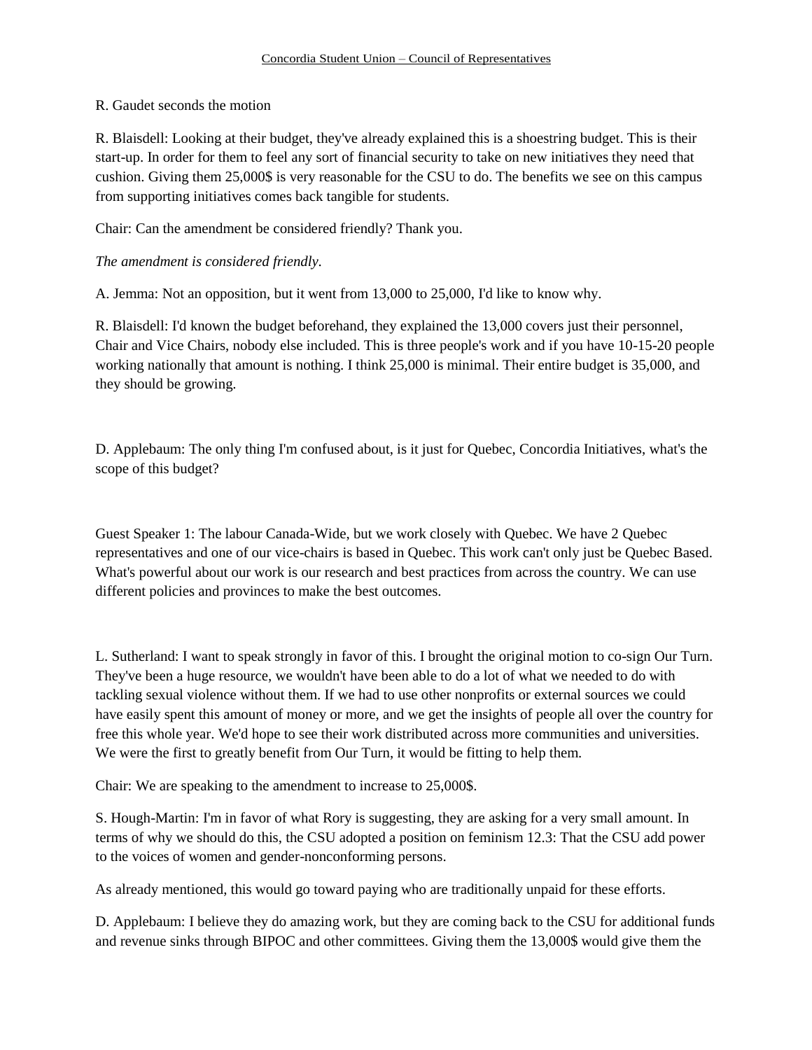R. Gaudet seconds the motion

R. Blaisdell: Looking at their budget, they've already explained this is a shoestring budget. This is their start-up. In order for them to feel any sort of financial security to take on new initiatives they need that cushion. Giving them 25,000$ is very reasonable for the CSU to do. The benefits we see on this campus from supporting initiatives comes back tangible for students.

Chair: Can the amendment be considered friendly? Thank you.

*The amendment is considered friendly.*

A. Jemma: Not an opposition, but it went from 13,000 to 25,000, I'd like to know why.

R. Blaisdell: I'd known the budget beforehand, they explained the 13,000 covers just their personnel, Chair and Vice Chairs, nobody else included. This is three people's work and if you have 10-15-20 people working nationally that amount is nothing. I think 25,000 is minimal. Their entire budget is 35,000, and they should be growing.

D. Applebaum: The only thing I'm confused about, is it just for Quebec, Concordia Initiatives, what's the scope of this budget?

Guest Speaker 1: The labour Canada-Wide, but we work closely with Quebec. We have 2 Quebec representatives and one of our vice-chairs is based in Quebec. This work can't only just be Quebec Based. What's powerful about our work is our research and best practices from across the country. We can use different policies and provinces to make the best outcomes.

L. Sutherland: I want to speak strongly in favor of this. I brought the original motion to co-sign Our Turn. They've been a huge resource, we wouldn't have been able to do a lot of what we needed to do with tackling sexual violence without them. If we had to use other nonprofits or external sources we could have easily spent this amount of money or more, and we get the insights of people all over the country for free this whole year. We'd hope to see their work distributed across more communities and universities. We were the first to greatly benefit from Our Turn, it would be fitting to help them.

Chair: We are speaking to the amendment to increase to 25,000$.

S. Hough-Martin: I'm in favor of what Rory is suggesting, they are asking for a very small amount. In terms of why we should do this, the CSU adopted a position on feminism 12.3: That the CSU add power to the voices of women and gender-nonconforming persons.

As already mentioned, this would go toward paying who are traditionally unpaid for these efforts.

D. Applebaum: I believe they do amazing work, but they are coming back to the CSU for additional funds and revenue sinks through BIPOC and other committees. Giving them the 13,000$ would give them the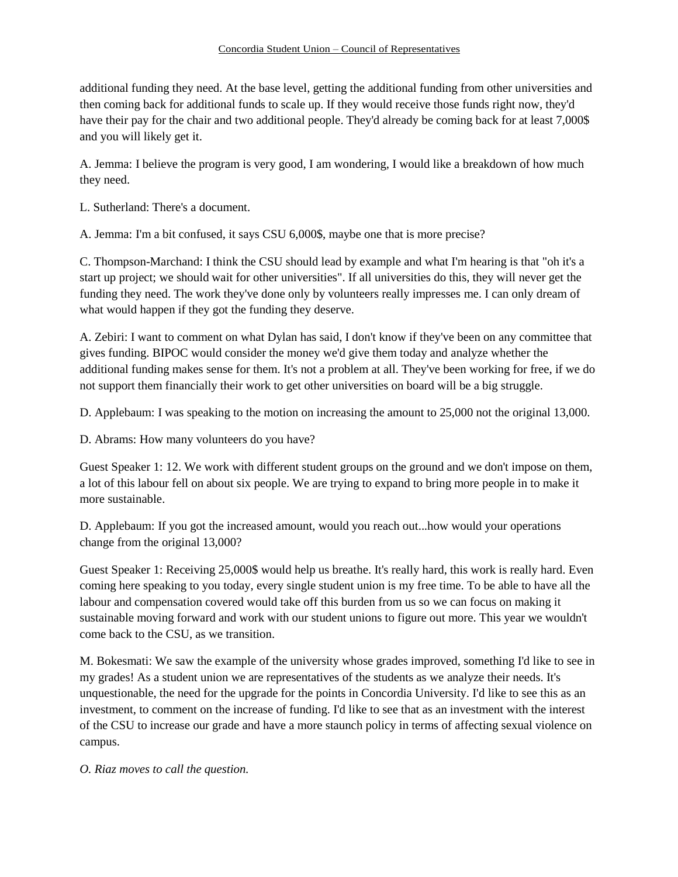additional funding they need. At the base level, getting the additional funding from other universities and then coming back for additional funds to scale up. If they would receive those funds right now, they'd have their pay for the chair and two additional people. They'd already be coming back for at least 7,000$ and you will likely get it.

A. Jemma: I believe the program is very good, I am wondering, I would like a breakdown of how much they need.

L. Sutherland: There's a document.

A. Jemma: I'm a bit confused, it says CSU 6,000$, maybe one that is more precise?

C. Thompson-Marchand: I think the CSU should lead by example and what I'm hearing is that "oh it's a start up project; we should wait for other universities". If all universities do this, they will never get the funding they need. The work they've done only by volunteers really impresses me. I can only dream of what would happen if they got the funding they deserve.

A. Zebiri: I want to comment on what Dylan has said, I don't know if they've been on any committee that gives funding. BIPOC would consider the money we'd give them today and analyze whether the additional funding makes sense for them. It's not a problem at all. They've been working for free, if we do not support them financially their work to get other universities on board will be a big struggle.

D. Applebaum: I was speaking to the motion on increasing the amount to 25,000 not the original 13,000.

D. Abrams: How many volunteers do you have?

Guest Speaker 1: 12. We work with different student groups on the ground and we don't impose on them, a lot of this labour fell on about six people. We are trying to expand to bring more people in to make it more sustainable.

D. Applebaum: If you got the increased amount, would you reach out...how would your operations change from the original 13,000?

Guest Speaker 1: Receiving 25,000$ would help us breathe. It's really hard, this work is really hard. Even coming here speaking to you today, every single student union is my free time. To be able to have all the labour and compensation covered would take off this burden from us so we can focus on making it sustainable moving forward and work with our student unions to figure out more. This year we wouldn't come back to the CSU, as we transition.

M. Bokesmati: We saw the example of the university whose grades improved, something I'd like to see in my grades! As a student union we are representatives of the students as we analyze their needs. It's unquestionable, the need for the upgrade for the points in Concordia University. I'd like to see this as an investment, to comment on the increase of funding. I'd like to see that as an investment with the interest of the CSU to increase our grade and have a more staunch policy in terms of affecting sexual violence on campus.

*O. Riaz moves to call the question.*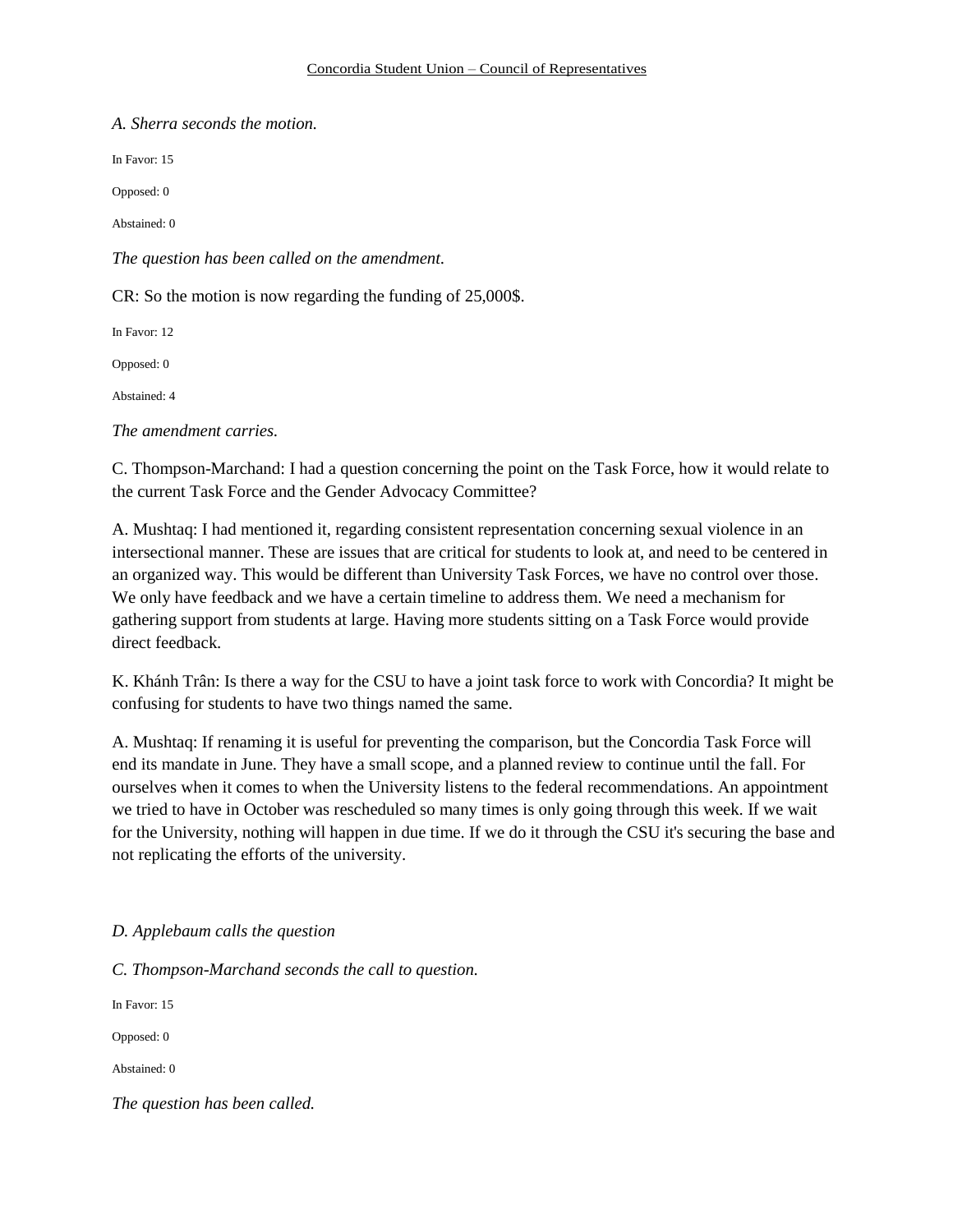*A. Sherra seconds the motion.*

In Favor: 15

Opposed: 0

Abstained: 0

*The question has been called on the amendment.*

CR: So the motion is now regarding the funding of 25,000$.

In Favor: 12

Opposed: 0

Abstained: 4

*The amendment carries.*

C. Thompson-Marchand: I had a question concerning the point on the Task Force, how it would relate to the current Task Force and the Gender Advocacy Committee?

A. Mushtaq: I had mentioned it, regarding consistent representation concerning sexual violence in an intersectional manner. These are issues that are critical for students to look at, and need to be centered in an organized way. This would be different than University Task Forces, we have no control over those. We only have feedback and we have a certain timeline to address them. We need a mechanism for gathering support from students at large. Having more students sitting on a Task Force would provide direct feedback.

K. Khánh Trân: Is there a way for the CSU to have a joint task force to work with Concordia? It might be confusing for students to have two things named the same.

A. Mushtaq: If renaming it is useful for preventing the comparison, but the Concordia Task Force will end its mandate in June. They have a small scope, and a planned review to continue until the fall. For ourselves when it comes to when the University listens to the federal recommendations. An appointment we tried to have in October was rescheduled so many times is only going through this week. If we wait for the University, nothing will happen in due time. If we do it through the CSU it's securing the base and not replicating the efforts of the university.

*D. Applebaum calls the question*

*C. Thompson-Marchand seconds the call to question.*

In Favor: 15

Opposed: 0

Abstained: 0

*The question has been called.*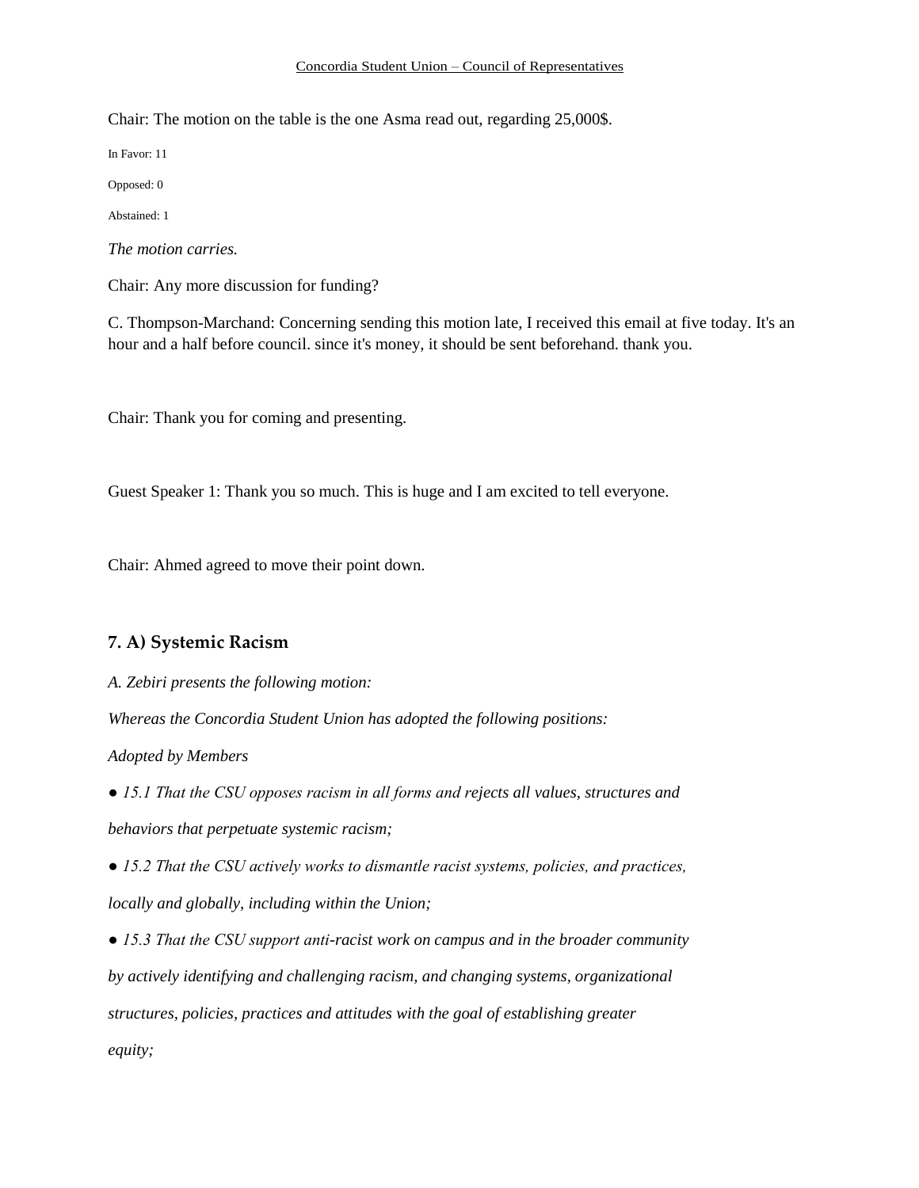Chair: The motion on the table is the one Asma read out, regarding 25,000$.

In Favor: 11

Opposed: 0

Abstained: 1

*The motion carries.*

Chair: Any more discussion for funding?

C. Thompson-Marchand: Concerning sending this motion late, I received this email at five today. It's an hour and a half before council. since it's money, it should be sent beforehand. thank you.

Chair: Thank you for coming and presenting.

Guest Speaker 1: Thank you so much. This is huge and I am excited to tell everyone.

Chair: Ahmed agreed to move their point down.

## 7. A) Systemic Racism

*A. Zebiri presents the following motion:*

*Whereas the Concordia Student Union has adopted the following positions:*

*Adopted by Members*

- *15.1 That the CSU opposes racism in all forms and rejects all values, structures and behaviors that perpetuate systemic racism;*
- *15.2 That the CSU actively works to dismantle racist systems, policies, and practices, locally and globally, including within the Union;*
- *15.3 That the CSU support anti-racist work on campus and in the broader community by actively identifying and challenging racism, and changing systems, organizational structures, policies, practices and attitudes with the goal of establishing greater equity;*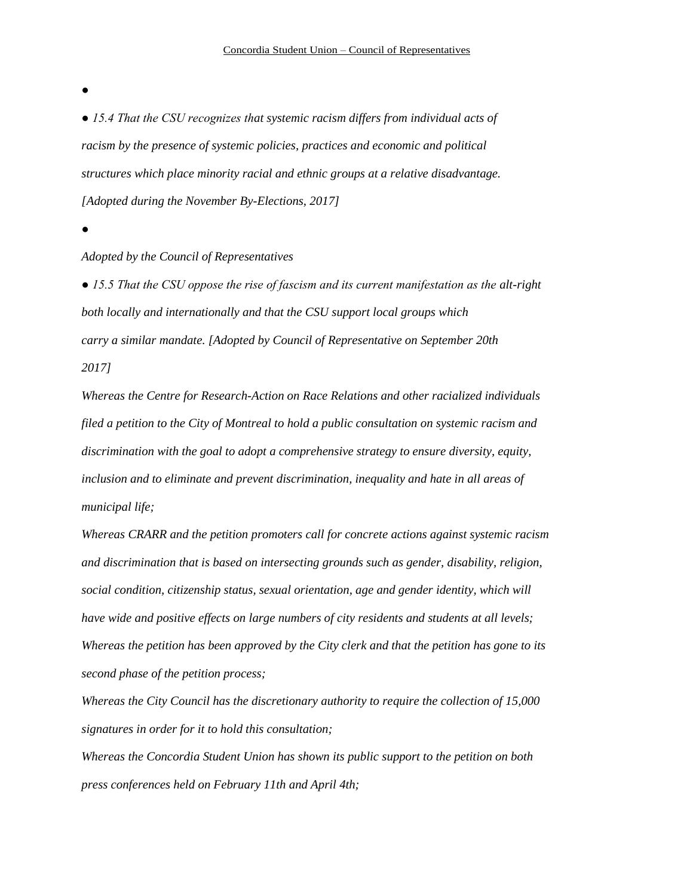●

● *15.4 That the CSU recognizes that systemic racism differs from individual acts of racism by the presence of systemic policies, practices and economic and political structures which place minority racial and ethnic groups at a relative disadvantage. [Adopted during the November By-Elections, 2017]*

●

*Adopted by the Council of Representatives*

● *15.5 That the CSU oppose the rise of fascism and its current manifestation as the alt-right both locally and internationally and that the CSU support local groups which carry a similar mandate. [Adopted by Council of Representative on September 20th 2017]*

*Whereas the Centre for Research-Action on Race Relations and other racialized individuals filed a petition to the City of Montreal to hold a public consultation on systemic racism and discrimination with the goal to adopt a comprehensive strategy to ensure diversity, equity, inclusion and to eliminate and prevent discrimination, inequality and hate in all areas of municipal life;*

*Whereas CRARR and the petition promoters call for concrete actions against systemic racism and discrimination that is based on intersecting grounds such as gender, disability, religion, social condition, citizenship status, sexual orientation, age and gender identity, which will have wide and positive effects on large numbers of city residents and students at all levels;*

*Whereas the petition has been approved by the City clerk and that the petition has gone to its second phase of the petition process;*

*Whereas the City Council has the discretionary authority to require the collection of 15,000 signatures in order for it to hold this consultation;*

*Whereas the Concordia Student Union has shown its public support to the petition on both press conferences held on February 11th and April 4th;*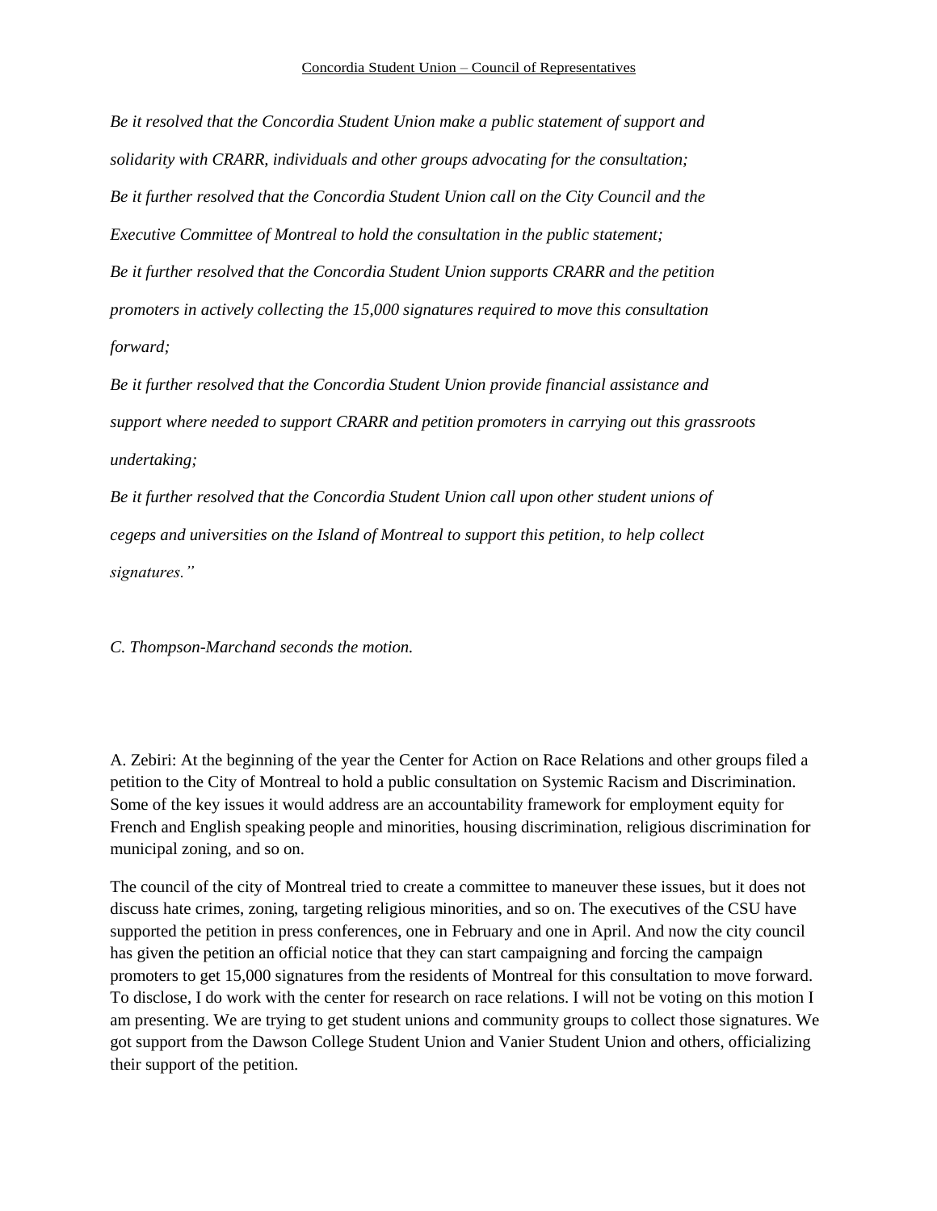*Be it resolved that the Concordia Student Union make a public statement of support and solidarity with CRARR, individuals and other groups advocating for the consultation;*

*Be it further resolved that the Concordia Student Union call on the City Council and the Executive Committee of Montreal to hold the consultation in the public statement;*

*Be it further resolved that the Concordia Student Union supports CRARR and the petition promoters in actively collecting the 15,000 signatures required to move this consultation forward;*

*Be it further resolved that the Concordia Student Union provide financial assistance and support where needed to support CRARR and petition promoters in carrying out this grassroots undertaking;*

*Be it further resolved that the Concordia Student Union call upon other student unions of cegeps and universities on the Island of Montreal to support this petition, to help collect signatures."*

*C. Thompson-Marchand seconds the motion.*

A. Zebiri: At the beginning of the year the Center for Action on Race Relations and other groups filed a petition to the City of Montreal to hold a public consultation on Systemic Racism and Discrimination. Some of the key issues it would address are an accountability framework for employment equity for French and English speaking people and minorities, housing discrimination, religious discrimination for municipal zoning, and so on.

The council of the city of Montreal tried to create a committee to maneuver these issues, but it does not discuss hate crimes, zoning, targeting religious minorities, and so on. The executives of the CSU have supported the petition in press conferences, one in February and one in April. And now the city council has given the petition an official notice that they can start campaigning and forcing the campaign promoters to get 15,000 signatures from the residents of Montreal for this consultation to move forward. To disclose, I do work with the center for research on race relations. I will not be voting on this motion I am presenting. We are trying to get student unions and community groups to collect those signatures. We got support from the Dawson College Student Union and Vanier Student Union and others, officializing their support of the petition.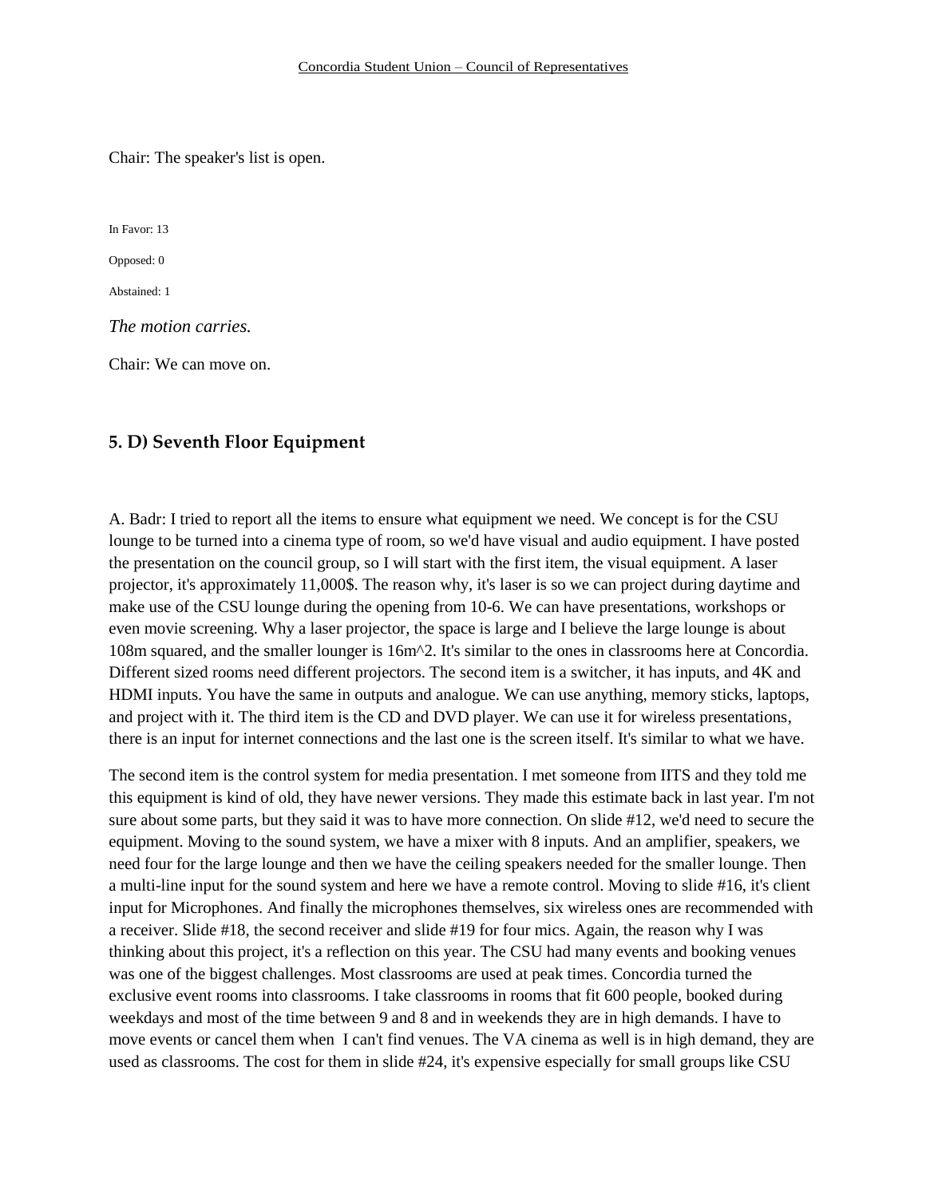Chair: The speaker's list is open.

In Favor: 13

Opposed: 0

Abstained: 1

*The motion carries.*

Chair: We can move on.

## 5. D) Seventh Floor Equipment

A. Badr: I tried to report all the items to ensure what equipment we need. We concept is for the CSU lounge to be turned into a cinema type of room, so we'd have visual and audio equipment. I have posted the presentation on the council group, so I will start with the first item, the visual equipment. A laser projector, it's approximately 11,000$. The reason why, it's laser is so we can project during daytime and make use of the CSU lounge during the opening from 10-6. We can have presentations, workshops or even movie screening. Why a laser projector, the space is large and I believe the large lounge is about 108m squared, and the smaller lounger is 16m^2. It's similar to the ones in classrooms here at Concordia. Different sized rooms need different projectors. The second item is a switcher, it has inputs, and 4K and HDMI inputs. You have the same in outputs and analogue. We can use anything, memory sticks, laptops, and project with it. The third item is the CD and DVD player. We can use it for wireless presentations, there is an input for internet connections and the last one is the screen itself. It's similar to what we have.

The second item is the control system for media presentation. I met someone from IITS and they told me this equipment is kind of old, they have newer versions. They made this estimate back in last year. I'm not sure about some parts, but they said it was to have more connection. On slide #12, we'd need to secure the equipment. Moving to the sound system, we have a mixer with 8 inputs. And an amplifier, speakers, we need four for the large lounge and then we have the ceiling speakers needed for the smaller lounge. Then a multi-line input for the sound system and here we have a remote control. Moving to slide #16, it's client input for Microphones. And finally the microphones themselves, six wireless ones are recommended with a receiver. Slide #18, the second receiver and slide #19 for four mics. Again, the reason why I was thinking about this project, it's a reflection on this year. The CSU had many events and booking venues was one of the biggest challenges. Most classrooms are used at peak times. Concordia turned the exclusive event rooms into classrooms. I take classrooms in rooms that fit 600 people, booked during weekdays and most of the time between 9 and 8 and in weekends they are in high demands. I have to move events or cancel them when I can't find venues. The VA cinema as well is in high demand, they are used as classrooms. The cost for them in slide #24, it's expensive especially for small groups like CSU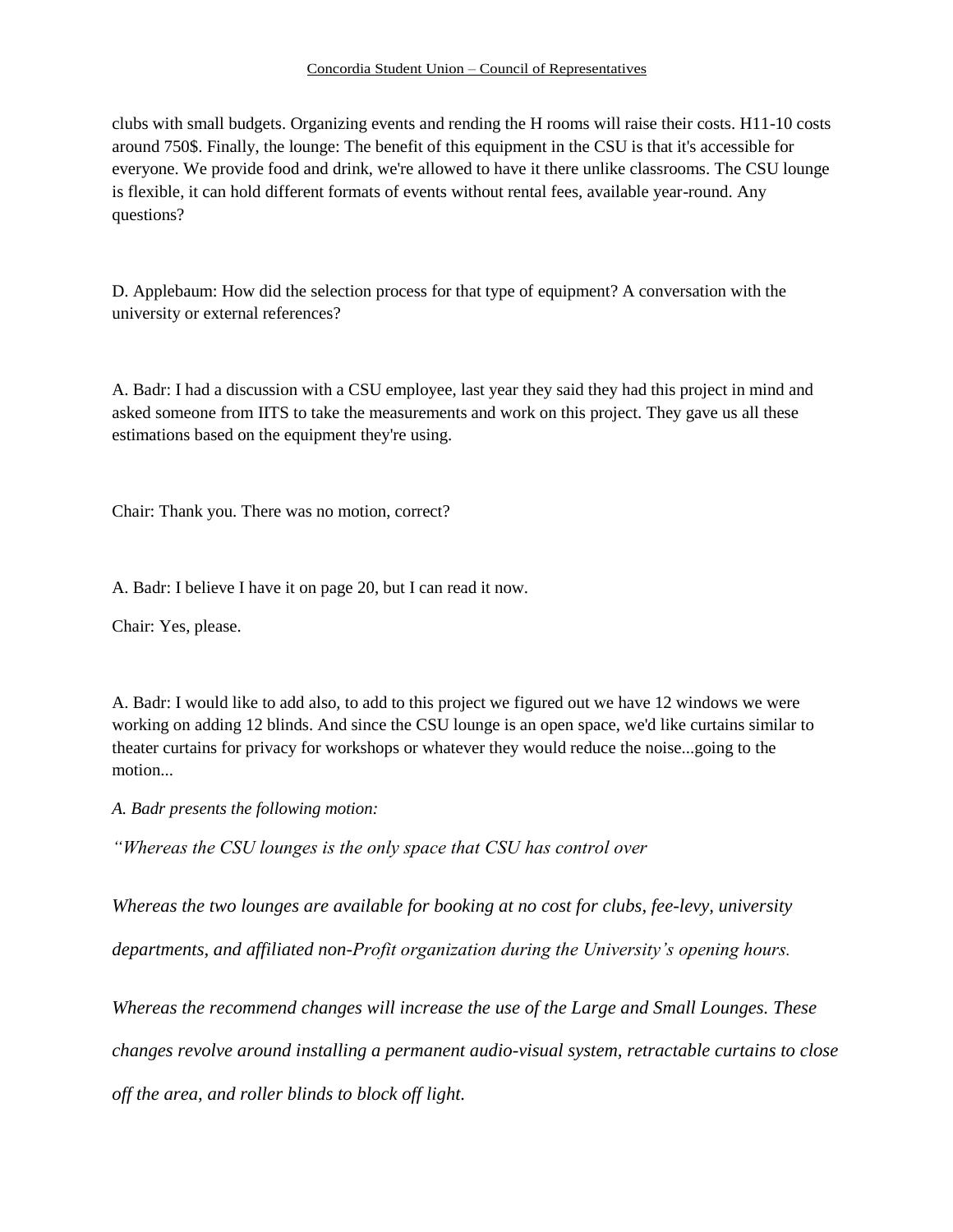clubs with small budgets. Organizing events and rending the H rooms will raise their costs. H11-10 costs around 750$. Finally, the lounge: The benefit of this equipment in the CSU is that it's accessible for everyone. We provide food and drink, we're allowed to have it there unlike classrooms. The CSU lounge is flexible, it can hold different formats of events without rental fees, available year-round. Any questions?

D. Applebaum: How did the selection process for that type of equipment? A conversation with the university or external references?

A. Badr: I had a discussion with a CSU employee, last year they said they had this project in mind and asked someone from IITS to take the measurements and work on this project. They gave us all these estimations based on the equipment they're using.

Chair: Thank you. There was no motion, correct?

A. Badr: I believe I have it on page 20, but I can read it now.

Chair: Yes, please.

A. Badr: I would like to add also, to add to this project we figured out we have 12 windows we were working on adding 12 blinds. And since the CSU lounge is an open space, we'd like curtains similar to theater curtains for privacy for workshops or whatever they would reduce the noise...going to the motion...

*A. Badr presents the following motion:*

*"Whereas the CSU lounges is the only space that CSU has control over*

*Whereas the two lounges are available for booking at no cost for clubs, fee-levy, university departments, and affiliated non-Profit organization during the University's opening hours.*

*Whereas the recommend changes will increase the use of the Large and Small Lounges. These changes revolve around installing a permanent audio-visual system, retractable curtains to close off the area, and roller blinds to block off light.*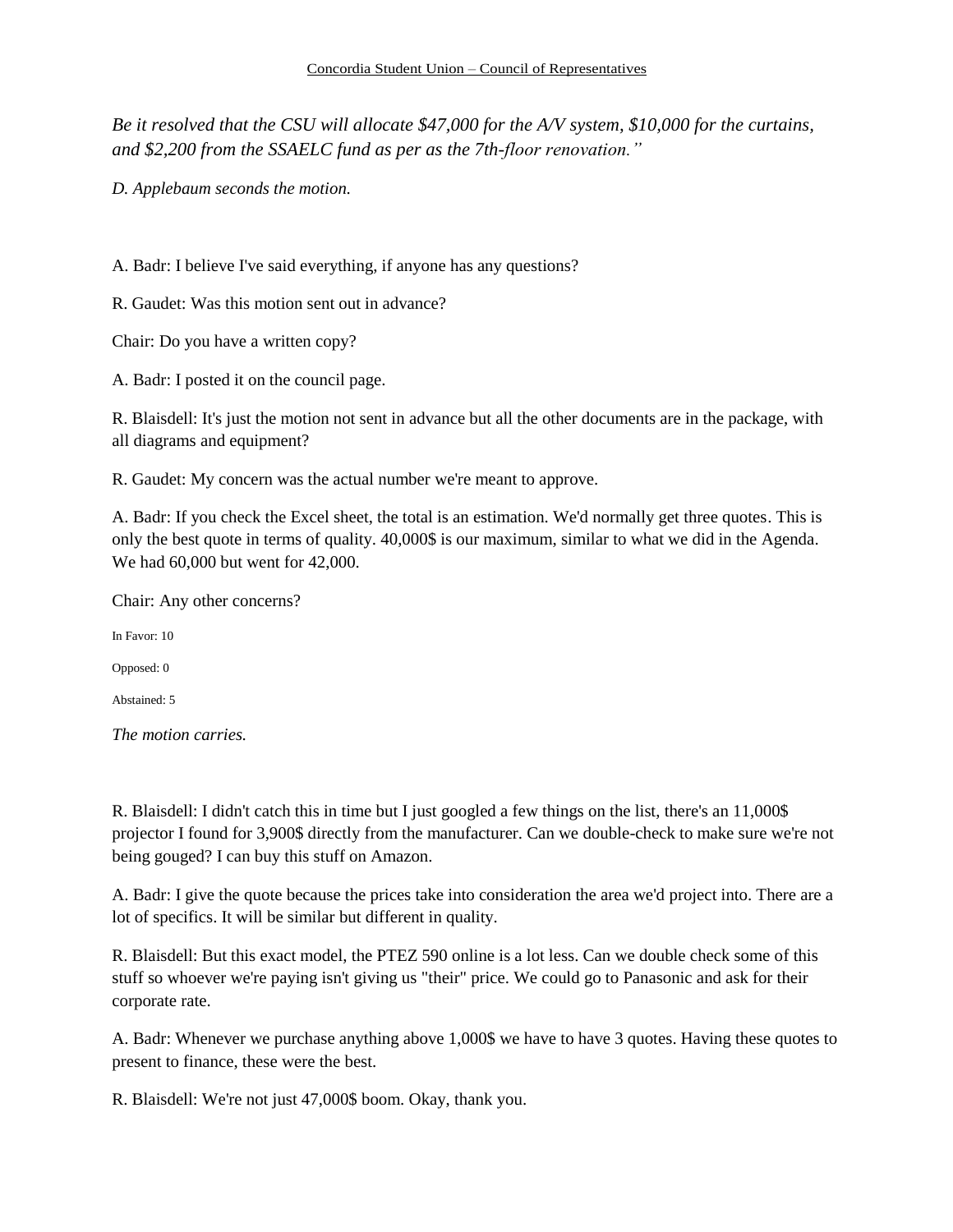*Be it resolved that the CSU will allocate $47,000 for the A/V system, $10,000 for the curtains, and $2,200 from the SSAELC fund as per as the 7th-floor renovation."*

*D. Applebaum seconds the motion.*

A. Badr: I believe I've said everything, if anyone has any questions?

R. Gaudet: Was this motion sent out in advance?

Chair: Do you have a written copy?

A. Badr: I posted it on the council page.

R. Blaisdell: It's just the motion not sent in advance but all the other documents are in the package, with all diagrams and equipment?

R. Gaudet: My concern was the actual number we're meant to approve.

A. Badr: If you check the Excel sheet, the total is an estimation. We'd normally get three quotes. This is only the best quote in terms of quality. 40,000$ is our maximum, similar to what we did in the Agenda. We had 60,000 but went for 42,000.

Chair: Any other concerns?

In Favor: 10

Opposed: 0

Abstained: 5

*The motion carries.*

R. Blaisdell: I didn't catch this in time but I just googled a few things on the list, there's an 11,000$ projector I found for 3,900$ directly from the manufacturer. Can we double-check to make sure we're not being gouged? I can buy this stuff on Amazon.

A. Badr: I give the quote because the prices take into consideration the area we'd project into. There are a lot of specifics. It will be similar but different in quality.

R. Blaisdell: But this exact model, the PTEZ 590 online is a lot less. Can we double check some of this stuff so whoever we're paying isn't giving us "their" price. We could go to Panasonic and ask for their corporate rate.

A. Badr: Whenever we purchase anything above 1,000$ we have to have 3 quotes. Having these quotes to present to finance, these were the best.

R. Blaisdell: We're not just 47,000$ boom. Okay, thank you.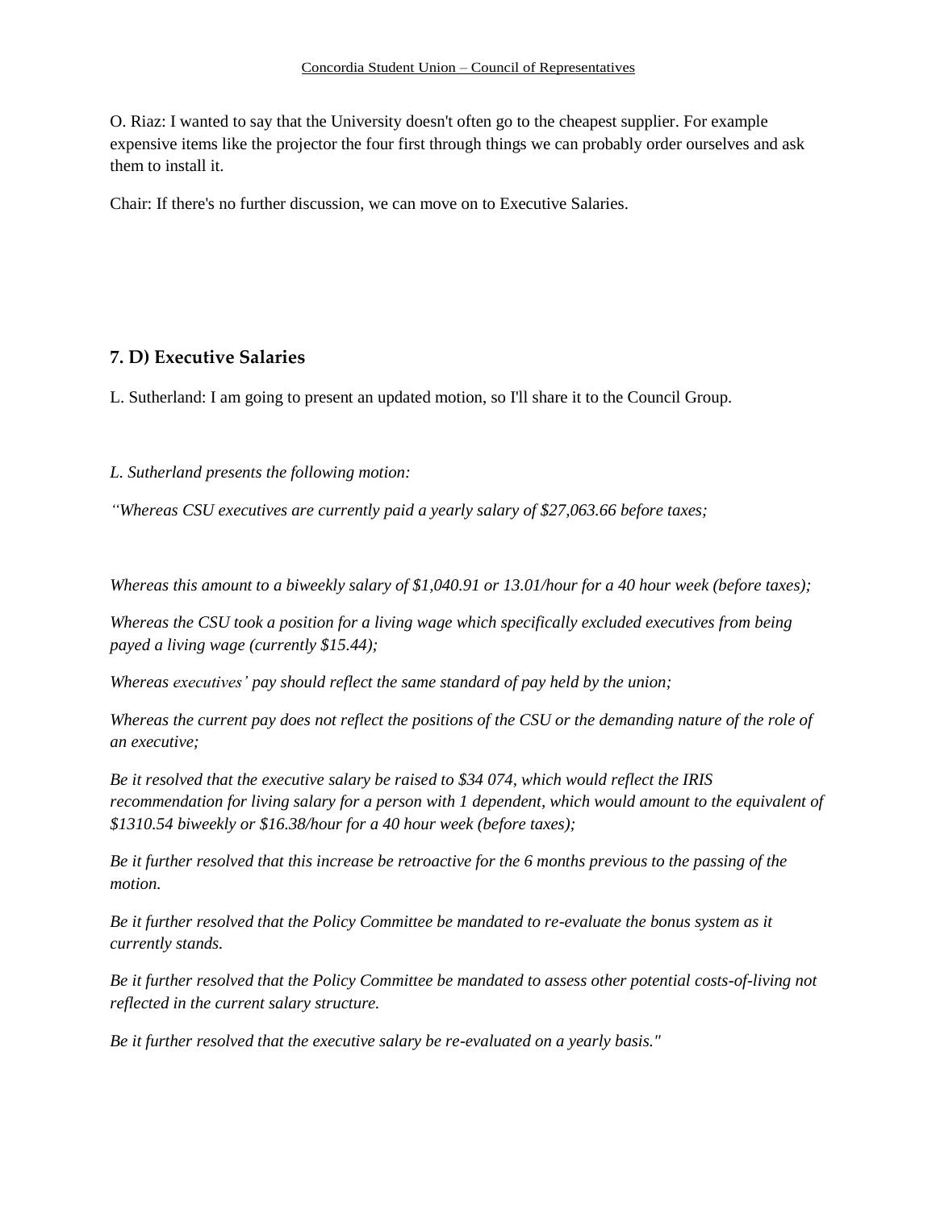O. Riaz: I wanted to say that the University doesn't often go to the cheapest supplier. For example expensive items like the projector the four first through things we can probably order ourselves and ask them to install it.

Chair: If there's no further discussion, we can move on to Executive Salaries.

## 7. D) Executive Salaries

L. Sutherland: I am going to present an updated motion, so I'll share it to the Council Group.

*L. Sutherland presents the following motion:*

*"Whereas CSU executives are currently paid a yearly salary of $27,063.66 before taxes;*

*Whereas this amount to a biweekly salary of $1,040.91 or 13.01/hour for a 40 hour week (before taxes);*

*Whereas the CSU took a position for a living wage which specifically excluded executives from being payed a living wage (currently $15.44);*

*Whereas executives' pay should reflect the same standard of pay held by the union;*

*Whereas the current pay does not reflect the positions of the CSU or the demanding nature of the role of an executive;*

*Be it resolved that the executive salary be raised to $34 074, which would reflect the IRIS recommendation for living salary for a person with 1 dependent, which would amount to the equivalent of $1310.54 biweekly or $16.38/hour for a 40 hour week (before taxes);*

*Be it further resolved that this increase be retroactive for the 6 months previous to the passing of the motion.*

*Be it further resolved that the Policy Committee be mandated to re-evaluate the bonus system as it currently stands.*

*Be it further resolved that the Policy Committee be mandated to assess other potential costs-of-living not reflected in the current salary structure.*

*Be it further resolved that the executive salary be re-evaluated on a yearly basis."*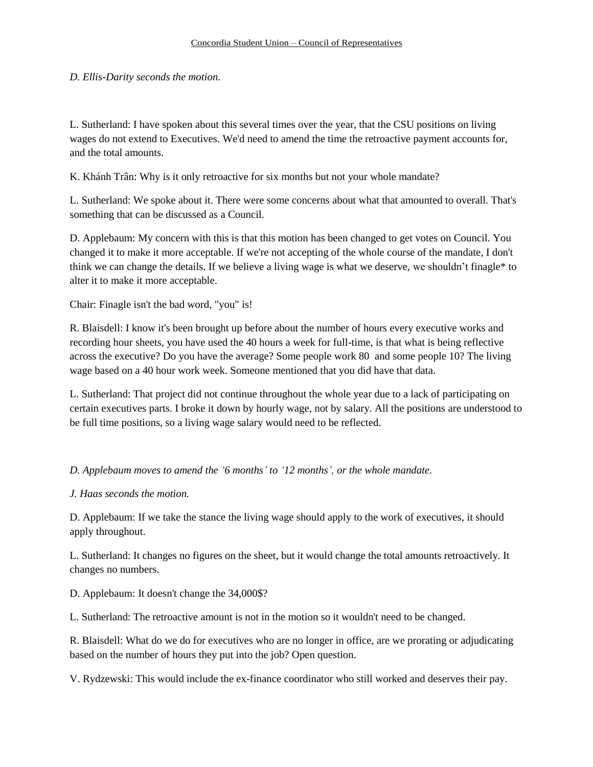*D. Ellis-Darity seconds the motion.*

L. Sutherland: I have spoken about this several times over the year, that the CSU positions on living wages do not extend to Executives. We'd need to amend the time the retroactive payment accounts for, and the total amounts.

K. Khánh Trân: Why is it only retroactive for six months but not your whole mandate?

L. Sutherland: We spoke about it. There were some concerns about what that amounted to overall. That's something that can be discussed as a Council.

D. Applebaum: My concern with this is that this motion has been changed to get votes on Council. You changed it to make it more acceptable. If we're not accepting of the whole course of the mandate, I don't think we can change the details. If we believe a living wage is what we deserve, we shouldn't finagle* to alter it to make it more acceptable.

Chair: Finagle isn't the bad word, "you" is!

R. Blaisdell: I know it's been brought up before about the number of hours every executive works and recording hour sheets, you have used the 40 hours a week for full-time, is that what is being reflective across the executive? Do you have the average? Some people work 80 and some people 10? The living wage based on a 40 hour work week. Someone mentioned that you did have that data.

L. Sutherland: That project did not continue throughout the whole year due to a lack of participating on certain executives parts. I broke it down by hourly wage, not by salary. All the positions are understood to be full time positions, so a living wage salary would need to be reflected.

*D. Applebaum moves to amend the '6 months' to '12 months', or the whole mandate.*

*J. Haas seconds the motion.*

D. Applebaum: If we take the stance the living wage should apply to the work of executives, it should apply throughout.

L. Sutherland: It changes no figures on the sheet, but it would change the total amounts retroactively. It changes no numbers.

D. Applebaum: It doesn't change the 34,000$?

L. Sutherland: The retroactive amount is not in the motion so it wouldn't need to be changed.

R. Blaisdell: What do we do for executives who are no longer in office, are we prorating or adjudicating based on the number of hours they put into the job? Open question.

V. Rydzewski: This would include the ex-finance coordinator who still worked and deserves their pay.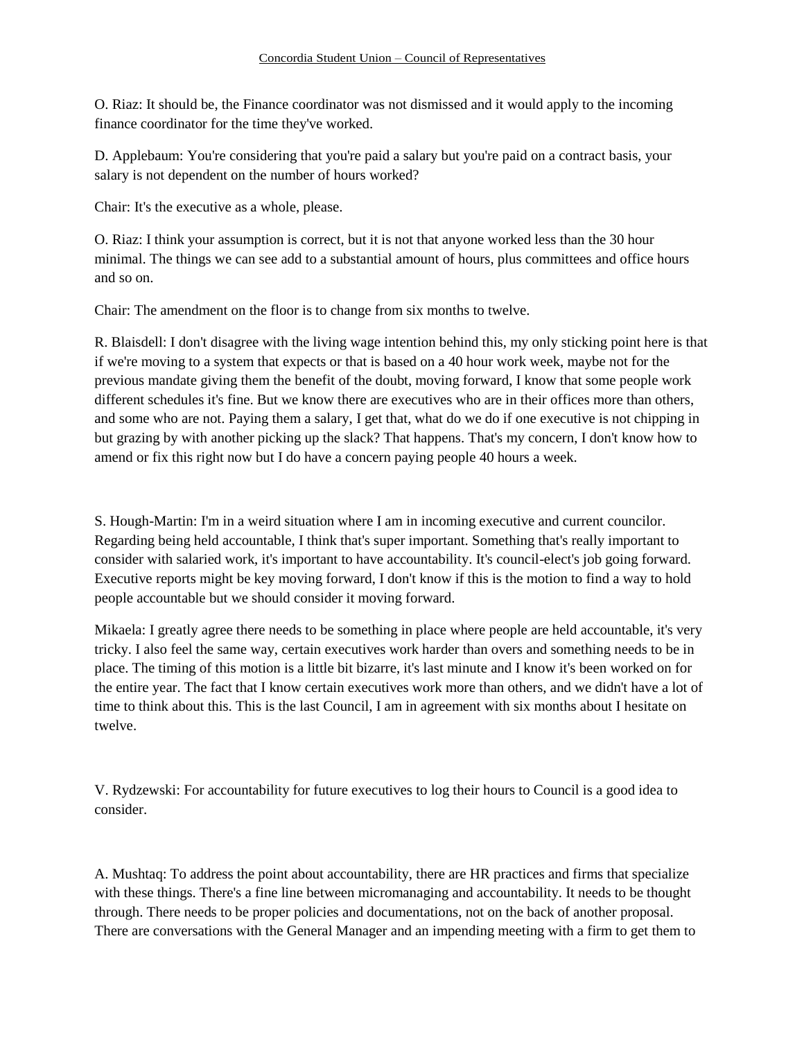O. Riaz: It should be, the Finance coordinator was not dismissed and it would apply to the incoming finance coordinator for the time they've worked.

D. Applebaum: You're considering that you're paid a salary but you're paid on a contract basis, your salary is not dependent on the number of hours worked?

Chair: It's the executive as a whole, please.

O. Riaz: I think your assumption is correct, but it is not that anyone worked less than the 30 hour minimal. The things we can see add to a substantial amount of hours, plus committees and office hours and so on.

Chair: The amendment on the floor is to change from six months to twelve.

R. Blaisdell: I don't disagree with the living wage intention behind this, my only sticking point here is that if we're moving to a system that expects or that is based on a 40 hour work week, maybe not for the previous mandate giving them the benefit of the doubt, moving forward, I know that some people work different schedules it's fine. But we know there are executives who are in their offices more than others, and some who are not. Paying them a salary, I get that, what do we do if one executive is not chipping in but grazing by with another picking up the slack? That happens. That's my concern, I don't know how to amend or fix this right now but I do have a concern paying people 40 hours a week.

S. Hough-Martin: I'm in a weird situation where I am in incoming executive and current councilor. Regarding being held accountable, I think that's super important. Something that's really important to consider with salaried work, it's important to have accountability. It's council-elect's job going forward. Executive reports might be key moving forward, I don't know if this is the motion to find a way to hold people accountable but we should consider it moving forward.

Mikaela: I greatly agree there needs to be something in place where people are held accountable, it's very tricky. I also feel the same way, certain executives work harder than overs and something needs to be in place. The timing of this motion is a little bit bizarre, it's last minute and I know it's been worked on for the entire year. The fact that I know certain executives work more than others, and we didn't have a lot of time to think about this. This is the last Council, I am in agreement with six months about I hesitate on twelve.

V. Rydzewski: For accountability for future executives to log their hours to Council is a good idea to consider.

A. Mushtaq: To address the point about accountability, there are HR practices and firms that specialize with these things. There's a fine line between micromanaging and accountability. It needs to be thought through. There needs to be proper policies and documentations, not on the back of another proposal. There are conversations with the General Manager and an impending meeting with a firm to get them to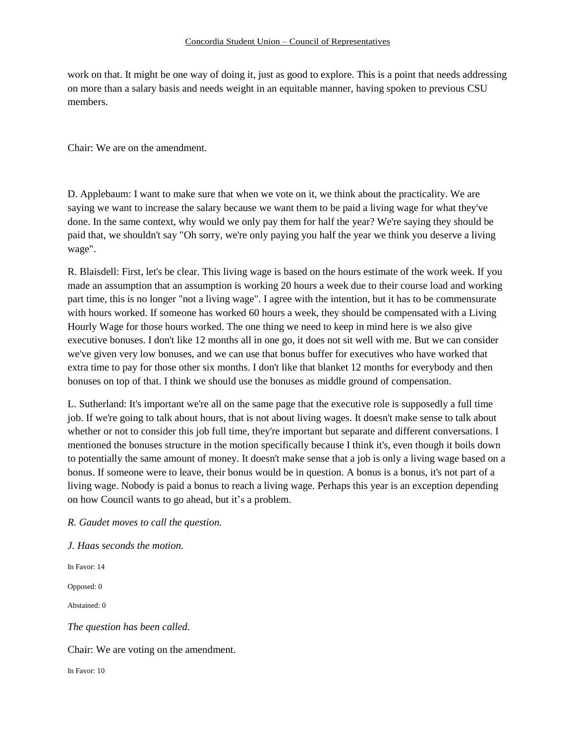work on that. It might be one way of doing it, just as good to explore. This is a point that needs addressing on more than a salary basis and needs weight in an equitable manner, having spoken to previous CSU members.

Chair: We are on the amendment.

D. Applebaum: I want to make sure that when we vote on it, we think about the practicality. We are saying we want to increase the salary because we want them to be paid a living wage for what they've done. In the same context, why would we only pay them for half the year? We're saying they should be paid that, we shouldn't say "Oh sorry, we're only paying you half the year we think you deserve a living wage".

R. Blaisdell: First, let's be clear. This living wage is based on the hours estimate of the work week. If you made an assumption that an assumption is working 20 hours a week due to their course load and working part time, this is no longer "not a living wage". I agree with the intention, but it has to be commensurate with hours worked. If someone has worked 60 hours a week, they should be compensated with a Living Hourly Wage for those hours worked. The one thing we need to keep in mind here is we also give executive bonuses. I don't like 12 months all in one go, it does not sit well with me. But we can consider we've given very low bonuses, and we can use that bonus buffer for executives who have worked that extra time to pay for those other six months. I don't like that blanket 12 months for everybody and then bonuses on top of that. I think we should use the bonuses as middle ground of compensation.

L. Sutherland: It's important we're all on the same page that the executive role is supposedly a full time job. If we're going to talk about hours, that is not about living wages. It doesn't make sense to talk about whether or not to consider this job full time, they're important but separate and different conversations. I mentioned the bonuses structure in the motion specifically because I think it's, even though it boils down to potentially the same amount of money. It doesn't make sense that a job is only a living wage based on a bonus. If someone were to leave, their bonus would be in question. A bonus is a bonus, it's not part of a living wage. Nobody is paid a bonus to reach a living wage. Perhaps this year is an exception depending on how Council wants to go ahead, but it's a problem.

*R. Gaudet moves to call the question.*

*J. Haas seconds the motion.*

In Favor: 14

Opposed: 0

Abstained: 0

*The question has been called.*

Chair: We are voting on the amendment.

In Favor: 10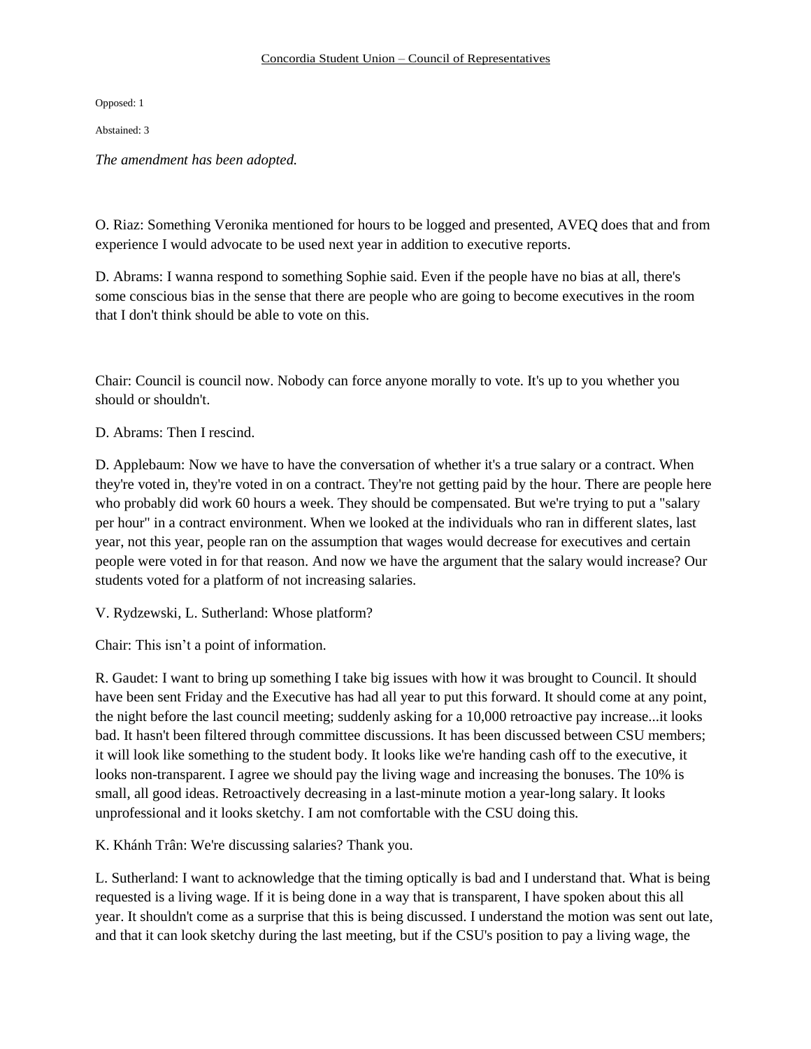Opposed: 1

Abstained: 3

*The amendment has been adopted.*

O. Riaz: Something Veronika mentioned for hours to be logged and presented, AVEQ does that and from experience I would advocate to be used next year in addition to executive reports.

D. Abrams: I wanna respond to something Sophie said. Even if the people have no bias at all, there's some conscious bias in the sense that there are people who are going to become executives in the room that I don't think should be able to vote on this.

Chair: Council is council now. Nobody can force anyone morally to vote. It's up to you whether you should or shouldn't.

D. Abrams: Then I rescind.

D. Applebaum: Now we have to have the conversation of whether it's a true salary or a contract. When they're voted in, they're voted in on a contract. They're not getting paid by the hour. There are people here who probably did work 60 hours a week. They should be compensated. But we're trying to put a "salary per hour" in a contract environment. When we looked at the individuals who ran in different slates, last year, not this year, people ran on the assumption that wages would decrease for executives and certain people were voted in for that reason. And now we have the argument that the salary would increase? Our students voted for a platform of not increasing salaries.

V. Rydzewski, L. Sutherland: Whose platform?

Chair: This isn't a point of information.

R. Gaudet: I want to bring up something I take big issues with how it was brought to Council. It should have been sent Friday and the Executive has had all year to put this forward. It should come at any point, the night before the last council meeting; suddenly asking for a 10,000 retroactive pay increase...it looks bad. It hasn't been filtered through committee discussions. It has been discussed between CSU members; it will look like something to the student body. It looks like we're handing cash off to the executive, it looks non-transparent. I agree we should pay the living wage and increasing the bonuses. The 10% is small, all good ideas. Retroactively decreasing in a last-minute motion a year-long salary. It looks unprofessional and it looks sketchy. I am not comfortable with the CSU doing this.

K. Khánh Trân: We're discussing salaries? Thank you.

L. Sutherland: I want to acknowledge that the timing optically is bad and I understand that. What is being requested is a living wage. If it is being done in a way that is transparent, I have spoken about this all year. It shouldn't come as a surprise that this is being discussed. I understand the motion was sent out late, and that it can look sketchy during the last meeting, but if the CSU's position to pay a living wage, the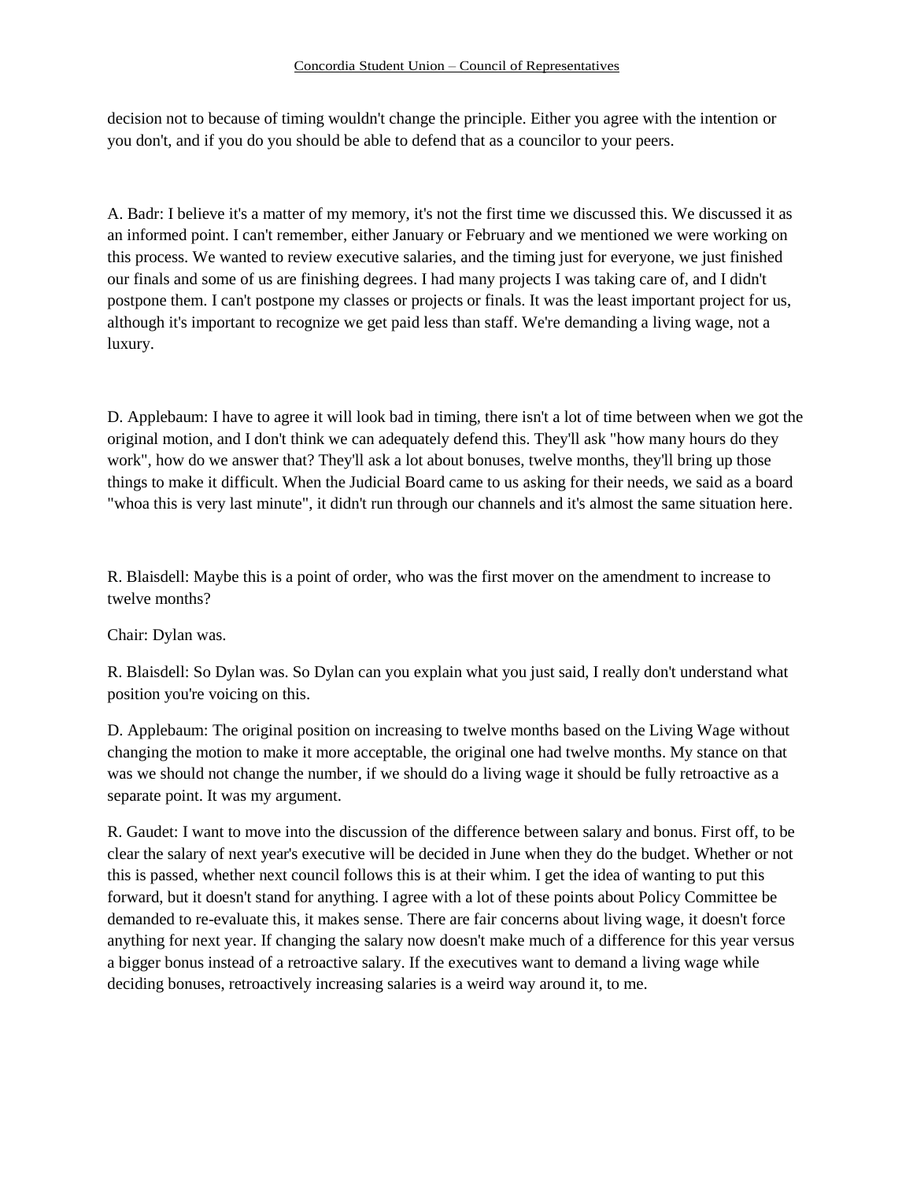decision not to because of timing wouldn't change the principle. Either you agree with the intention or you don't, and if you do you should be able to defend that as a councilor to your peers.

A. Badr: I believe it's a matter of my memory, it's not the first time we discussed this. We discussed it as an informed point. I can't remember, either January or February and we mentioned we were working on this process. We wanted to review executive salaries, and the timing just for everyone, we just finished our finals and some of us are finishing degrees. I had many projects I was taking care of, and I didn't postpone them. I can't postpone my classes or projects or finals. It was the least important project for us, although it's important to recognize we get paid less than staff. We're demanding a living wage, not a luxury.

D. Applebaum: I have to agree it will look bad in timing, there isn't a lot of time between when we got the original motion, and I don't think we can adequately defend this. They'll ask "how many hours do they work", how do we answer that? They'll ask a lot about bonuses, twelve months, they'll bring up those things to make it difficult. When the Judicial Board came to us asking for their needs, we said as a board "whoa this is very last minute", it didn't run through our channels and it's almost the same situation here.

R. Blaisdell: Maybe this is a point of order, who was the first mover on the amendment to increase to twelve months?

Chair: Dylan was.

R. Blaisdell: So Dylan was. So Dylan can you explain what you just said, I really don't understand what position you're voicing on this.

D. Applebaum: The original position on increasing to twelve months based on the Living Wage without changing the motion to make it more acceptable, the original one had twelve months. My stance on that was we should not change the number, if we should do a living wage it should be fully retroactive as a separate point. It was my argument.

R. Gaudet: I want to move into the discussion of the difference between salary and bonus. First off, to be clear the salary of next year's executive will be decided in June when they do the budget. Whether or not this is passed, whether next council follows this is at their whim. I get the idea of wanting to put this forward, but it doesn't stand for anything. I agree with a lot of these points about Policy Committee be demanded to re-evaluate this, it makes sense. There are fair concerns about living wage, it doesn't force anything for next year. If changing the salary now doesn't make much of a difference for this year versus a bigger bonus instead of a retroactive salary. If the executives want to demand a living wage while deciding bonuses, retroactively increasing salaries is a weird way around it, to me.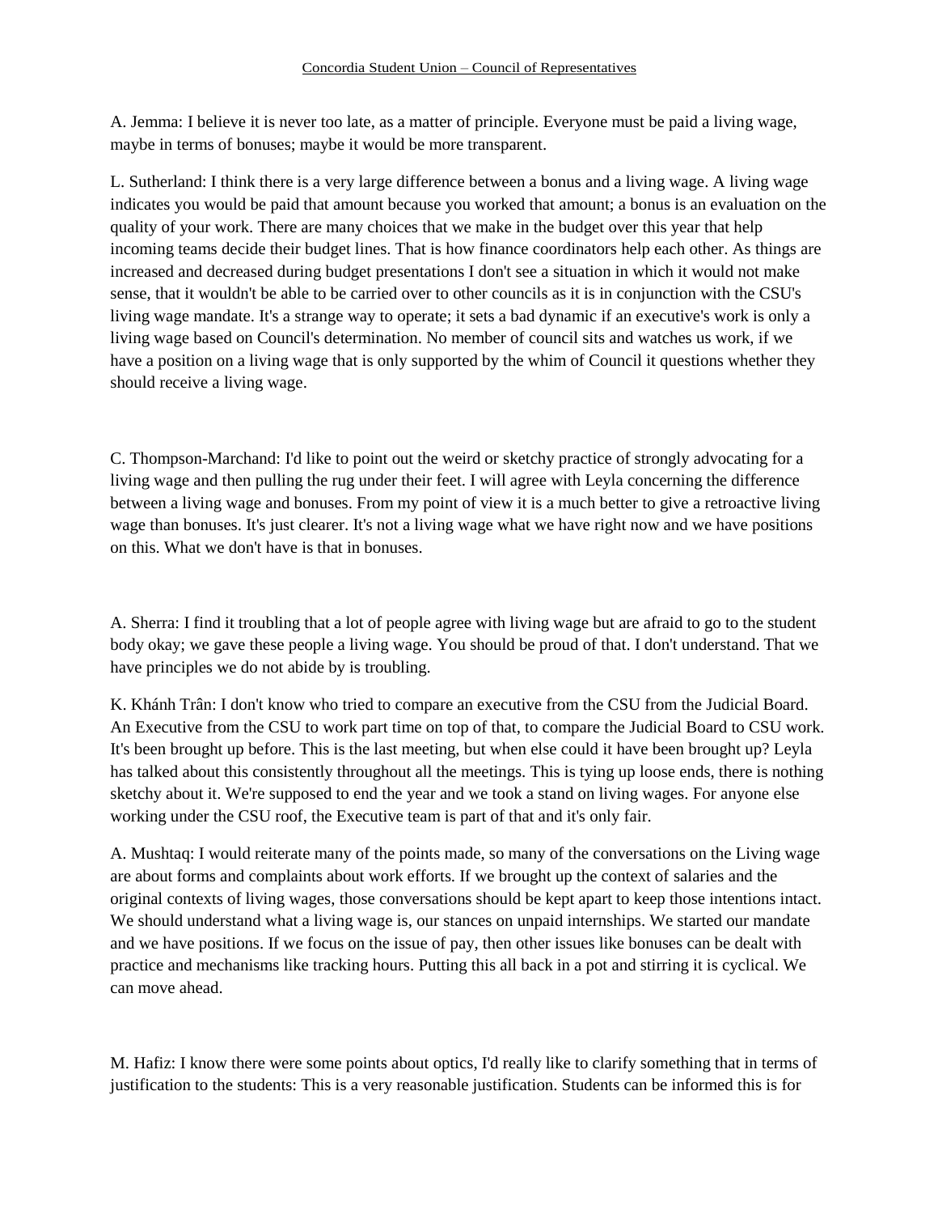A. Jemma: I believe it is never too late, as a matter of principle. Everyone must be paid a living wage, maybe in terms of bonuses; maybe it would be more transparent.

L. Sutherland: I think there is a very large difference between a bonus and a living wage. A living wage indicates you would be paid that amount because you worked that amount; a bonus is an evaluation on the quality of your work. There are many choices that we make in the budget over this year that help incoming teams decide their budget lines. That is how finance coordinators help each other. As things are increased and decreased during budget presentations I don't see a situation in which it would not make sense, that it wouldn't be able to be carried over to other councils as it is in conjunction with the CSU's living wage mandate. It's a strange way to operate; it sets a bad dynamic if an executive's work is only a living wage based on Council's determination. No member of council sits and watches us work, if we have a position on a living wage that is only supported by the whim of Council it questions whether they should receive a living wage.

C. Thompson-Marchand: I'd like to point out the weird or sketchy practice of strongly advocating for a living wage and then pulling the rug under their feet. I will agree with Leyla concerning the difference between a living wage and bonuses. From my point of view it is a much better to give a retroactive living wage than bonuses. It's just clearer. It's not a living wage what we have right now and we have positions on this. What we don't have is that in bonuses.

A. Sherra: I find it troubling that a lot of people agree with living wage but are afraid to go to the student body okay; we gave these people a living wage. You should be proud of that. I don't understand. That we have principles we do not abide by is troubling.

K. Khánh Trân: I don't know who tried to compare an executive from the CSU from the Judicial Board. An Executive from the CSU to work part time on top of that, to compare the Judicial Board to CSU work. It's been brought up before. This is the last meeting, but when else could it have been brought up? Leyla has talked about this consistently throughout all the meetings. This is tying up loose ends, there is nothing sketchy about it. We're supposed to end the year and we took a stand on living wages. For anyone else working under the CSU roof, the Executive team is part of that and it's only fair.

A. Mushtaq: I would reiterate many of the points made, so many of the conversations on the Living wage are about forms and complaints about work efforts. If we brought up the context of salaries and the original contexts of living wages, those conversations should be kept apart to keep those intentions intact. We should understand what a living wage is, our stances on unpaid internships. We started our mandate and we have positions. If we focus on the issue of pay, then other issues like bonuses can be dealt with practice and mechanisms like tracking hours. Putting this all back in a pot and stirring it is cyclical. We can move ahead.

M. Hafiz: I know there were some points about optics, I'd really like to clarify something that in terms of justification to the students: This is a very reasonable justification. Students can be informed this is for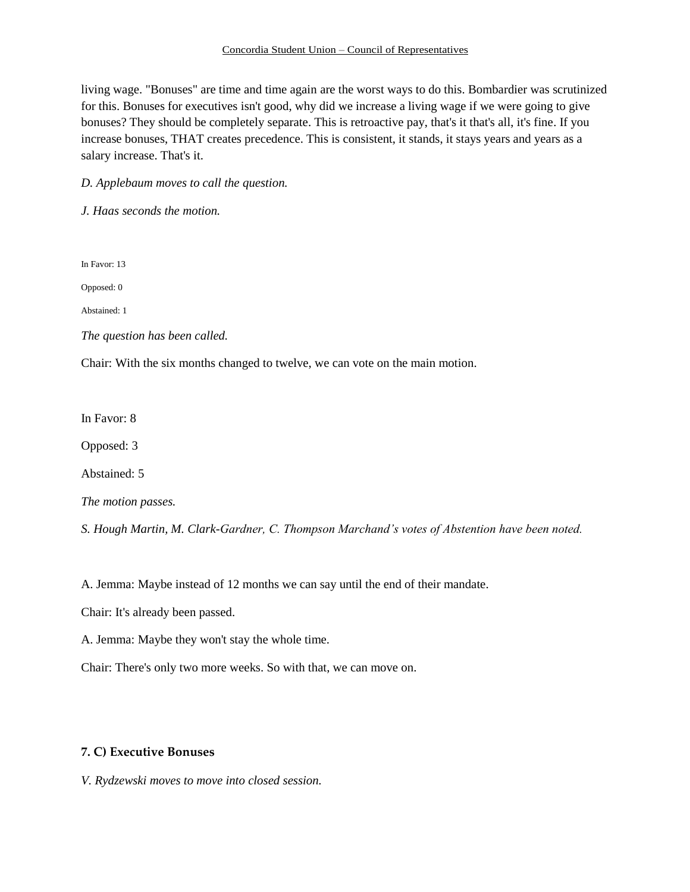living wage. "Bonuses" are time and time again are the worst ways to do this. Bombardier was scrutinized for this. Bonuses for executives isn't good, why did we increase a living wage if we were going to give bonuses? They should be completely separate. This is retroactive pay, that's it that's all, it's fine. If you increase bonuses, THAT creates precedence. This is consistent, it stands, it stays years and years as a salary increase. That's it.

*D. Applebaum moves to call the question.*

*J. Haas seconds the motion.*

In Favor: 13

Opposed: 0

Abstained: 1

*The question has been called.*

Chair: With the six months changed to twelve, we can vote on the main motion.

In Favor: 8

Opposed: 3

Abstained: 5

*The motion passes.*

*S. Hough Martin, M. Clark-Gardner, C. Thompson Marchand's votes of Abstention have been noted.*

A. Jemma: Maybe instead of 12 months we can say until the end of their mandate.

Chair: It's already been passed.

A. Jemma: Maybe they won't stay the whole time.

Chair: There's only two more weeks. So with that, we can move on.

### 7. C) Executive Bonuses

*V. Rydzewski moves to move into closed session.*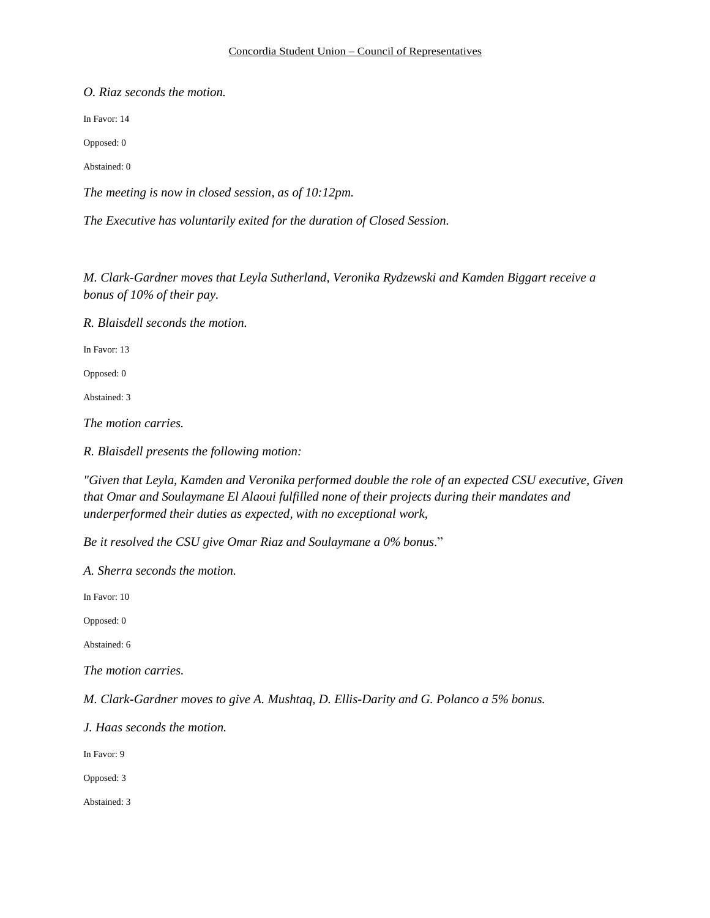*O. Riaz seconds the motion.*

In Favor: 14

Opposed: 0

Abstained: 0

*The meeting is now in closed session, as of 10:12pm.*

*The Executive has voluntarily exited for the duration of Closed Session.*

*M. Clark-Gardner moves that Leyla Sutherland, Veronika Rydzewski and Kamden Biggart receive a bonus of 10% of their pay.*

*R. Blaisdell seconds the motion.*

In Favor: 13

Opposed: 0

Abstained: 3

*The motion carries.*

*R. Blaisdell presents the following motion:*

*"Given that Leyla, Kamden and Veronika performed double the role of an expected CSU executive, Given that Omar and Soulaymane El Alaoui fulfilled none of their projects during their mandates and underperformed their duties as expected, with no exceptional work,*

*Be it resolved the CSU give Omar Riaz and Soulaymane a 0% bonus*."

*A. Sherra seconds the motion.*

In Favor: 10

Opposed: 0

Abstained: 6

*The motion carries.*

*M. Clark-Gardner moves to give A. Mushtaq, D. Ellis-Darity and G. Polanco a 5% bonus.*

*J. Haas seconds the motion.*

In Favor: 9

Opposed: 3

Abstained: 3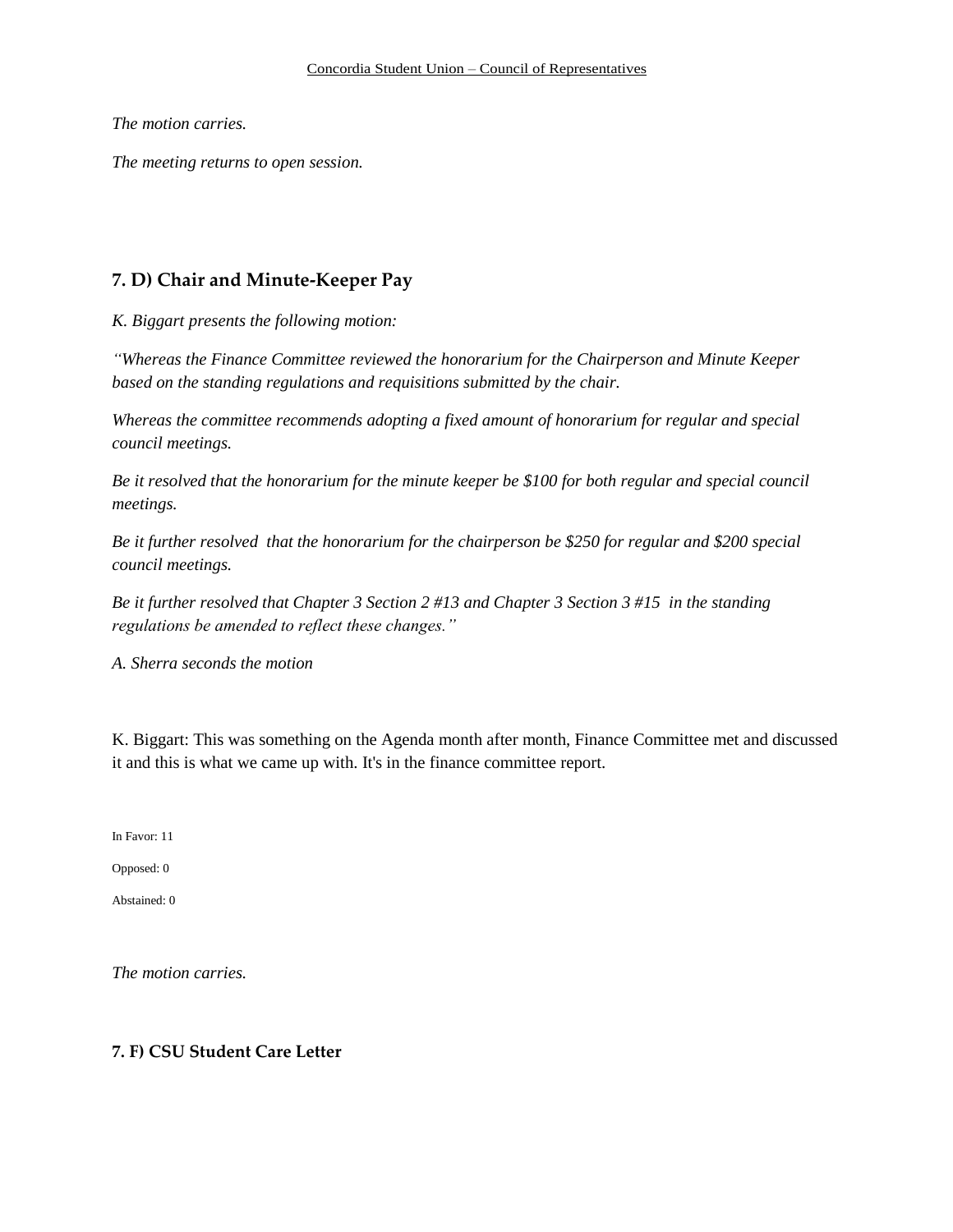*The motion carries.*

*The meeting returns to open session.*

## 7. D) Chair and Minute-Keeper Pay

*K. Biggart presents the following motion:*

*"Whereas the Finance Committee reviewed the honorarium for the Chairperson and Minute Keeper based on the standing regulations and requisitions submitted by the chair.*

*Whereas the committee recommends adopting a fixed amount of honorarium for regular and special council meetings.*

*Be it resolved that the honorarium for the minute keeper be $100 for both regular and special council meetings.*

*Be it further resolved that the honorarium for the chairperson be $250 for regular and $200 special council meetings.*

*Be it further resolved that Chapter 3 Section 2 #13 and Chapter 3 Section 3 #15 in the standing regulations be amended to reflect these changes."*

*A. Sherra seconds the motion*

K. Biggart: This was something on the Agenda month after month, Finance Committee met and discussed it and this is what we came up with. It's in the finance committee report.

In Favor: 11

Opposed: 0

Abstained: 0

*The motion carries.*

## 7. F) CSU Student Care Letter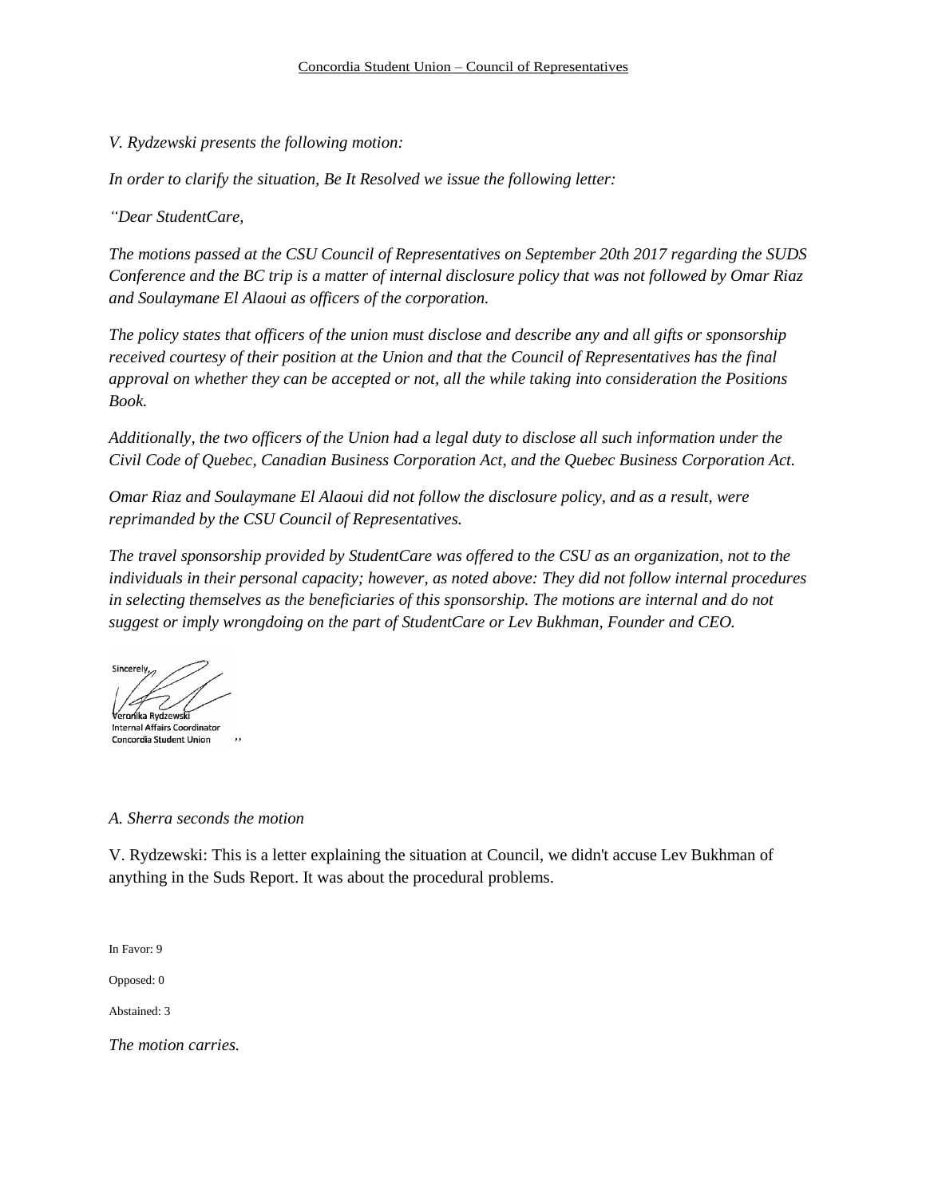*V. Rydzewski presents the following motion:*

*In order to clarify the situation, Be It Resolved we issue the following letter:*

*"Dear StudentCare,*

*The motions passed at the CSU Council of Representatives on September 20th 2017 regarding the SUDS Conference and the BC trip is a matter of internal disclosure policy that was not followed by Omar Riaz and Soulaymane El Alaoui as officers of the corporation.*

*The policy states that officers of the union must disclose and describe any and all gifts or sponsorship received courtesy of their position at the Union and that the Council of Representatives has the final approval on whether they can be accepted or not, all the while taking into consideration the Positions Book.*

*Additionally, the two officers of the Union had a legal duty to disclose all such information under the Civil Code of Quebec, Canadian Business Corporation Act, and the Quebec Business Corporation Act.*

*Omar Riaz and Soulaymane El Alaoui did not follow the disclosure policy, and as a result, were reprimanded by the CSU Council of Representatives.*

*The travel sponsorship provided by StudentCare was offered to the CSU as an organization, not to the individuals in their personal capacity; however, as noted above: They did not follow internal procedures in selecting themselves as the beneficiaries of this sponsorship. The motions are internal and do not suggest or imply wrongdoing on the part of StudentCare or Lev Bukhman, Founder and CEO.*

Sincerely,

Veronika Rydzewski
Internal Affairs Coordinator
Concordia Student Union "

*A. Sherra seconds the motion*

V. Rydzewski: This is a letter explaining the situation at Council, we didn't accuse Lev Bukhman of anything in the Suds Report. It was about the procedural problems.

In Favor: 9

Opposed: 0

Abstained: 3

*The motion carries.*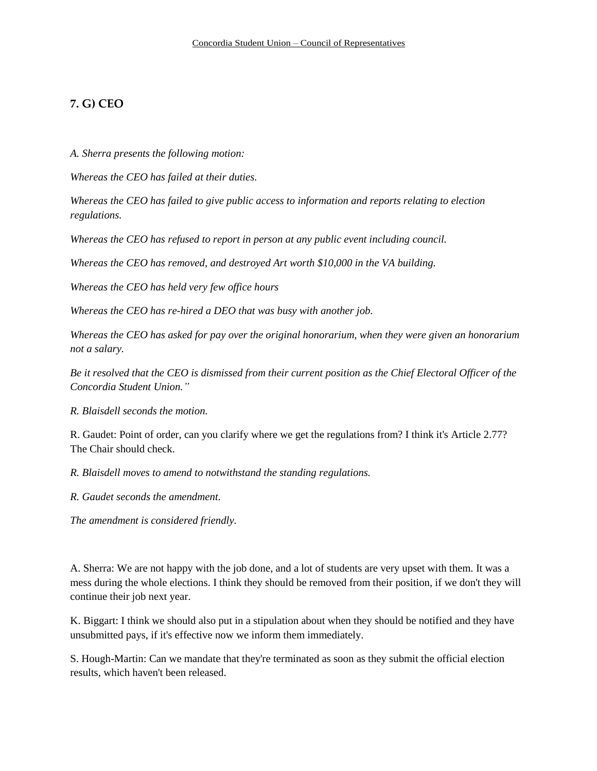## 7. G) CEO

*A. Sherra presents the following motion:*

*Whereas the CEO has failed at their duties.*

*Whereas the CEO has failed to give public access to information and reports relating to election regulations.*

*Whereas the CEO has refused to report in person at any public event including council.*

*Whereas the CEO has removed, and destroyed Art worth $10,000 in the VA building.*

*Whereas the CEO has held very few office hours*

*Whereas the CEO has re-hired a DEO that was busy with another job.*

*Whereas the CEO has asked for pay over the original honorarium, when they were given an honorarium not a salary.*

*Be it resolved that the CEO is dismissed from their current position as the Chief Electoral Officer of the Concordia Student Union."*

*R. Blaisdell seconds the motion.*

R. Gaudet: Point of order, can you clarify where we get the regulations from? I think it's Article 2.77? The Chair should check.

*R. Blaisdell moves to amend to notwithstand the standing regulations.*

*R. Gaudet seconds the amendment.*

*The amendment is considered friendly.*

A. Sherra: We are not happy with the job done, and a lot of students are very upset with them. It was a mess during the whole elections. I think they should be removed from their position, if we don't they will continue their job next year.

K. Biggart: I think we should also put in a stipulation about when they should be notified and they have unsubmitted pays, if it's effective now we inform them immediately.

S. Hough-Martin: Can we mandate that they're terminated as soon as they submit the official election results, which haven't been released.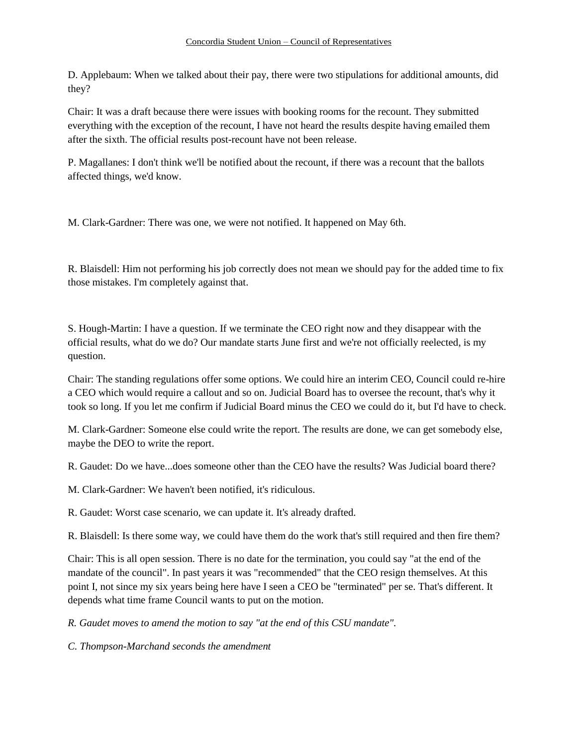D. Applebaum: When we talked about their pay, there were two stipulations for additional amounts, did they?

Chair: It was a draft because there were issues with booking rooms for the recount. They submitted everything with the exception of the recount, I have not heard the results despite having emailed them after the sixth. The official results post-recount have not been release.

P. Magallanes: I don't think we'll be notified about the recount, if there was a recount that the ballots affected things, we'd know.

M. Clark-Gardner: There was one, we were not notified. It happened on May 6th.

R. Blaisdell: Him not performing his job correctly does not mean we should pay for the added time to fix those mistakes. I'm completely against that.

S. Hough-Martin: I have a question. If we terminate the CEO right now and they disappear with the official results, what do we do? Our mandate starts June first and we're not officially reelected, is my question.

Chair: The standing regulations offer some options. We could hire an interim CEO, Council could re-hire a CEO which would require a callout and so on. Judicial Board has to oversee the recount, that's why it took so long. If you let me confirm if Judicial Board minus the CEO we could do it, but I'd have to check.

M. Clark-Gardner: Someone else could write the report. The results are done, we can get somebody else, maybe the DEO to write the report.

R. Gaudet: Do we have...does someone other than the CEO have the results? Was Judicial board there?

M. Clark-Gardner: We haven't been notified, it's ridiculous.

R. Gaudet: Worst case scenario, we can update it. It's already drafted.

R. Blaisdell: Is there some way, we could have them do the work that's still required and then fire them?

Chair: This is all open session. There is no date for the termination, you could say "at the end of the mandate of the council". In past years it was "recommended" that the CEO resign themselves. At this point I, not since my six years being here have I seen a CEO be "terminated" per se. That's different. It depends what time frame Council wants to put on the motion.

*R. Gaudet moves to amend the motion to say "at the end of this CSU mandate".*

*C. Thompson-Marchand seconds the amendment*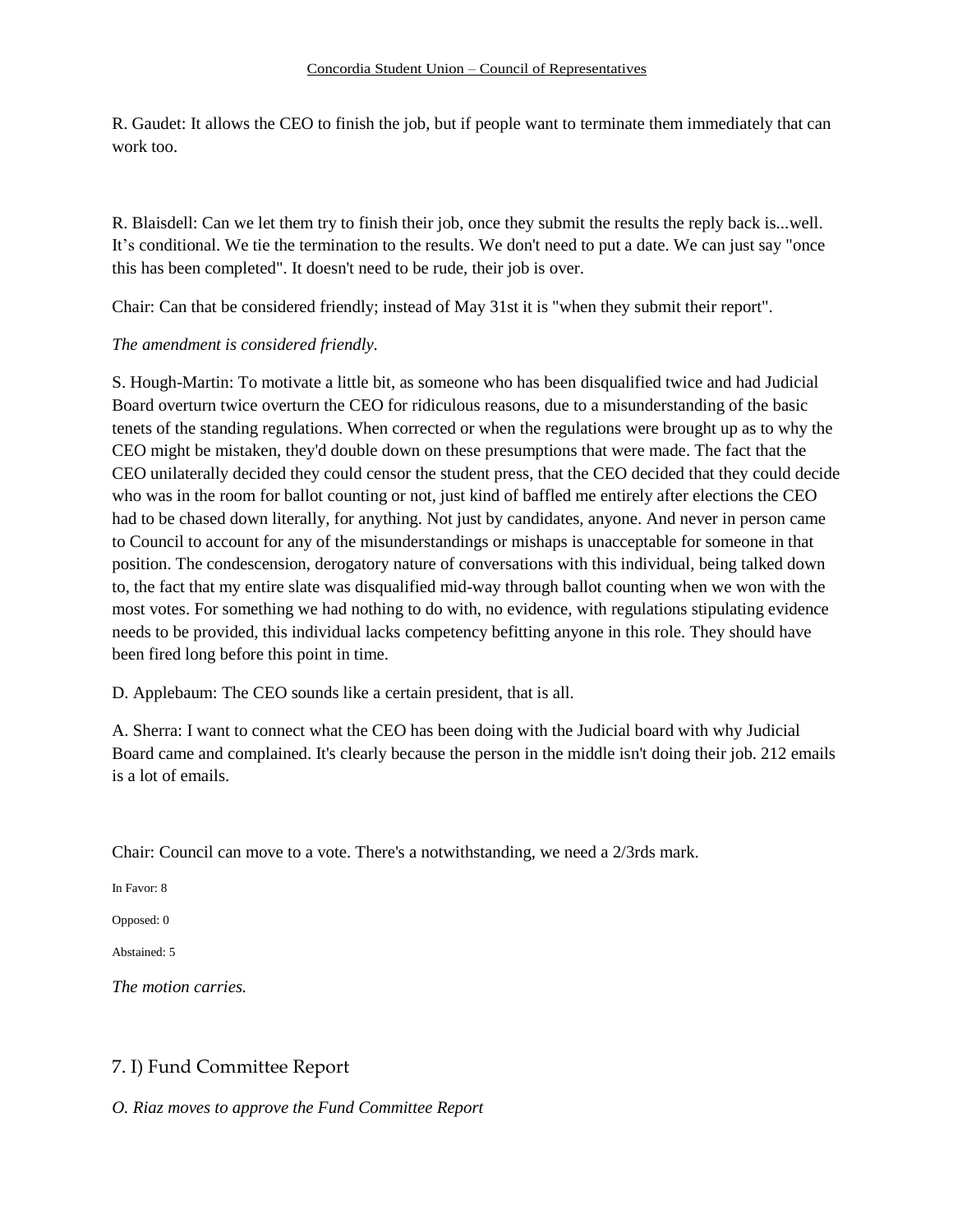R. Gaudet: It allows the CEO to finish the job, but if people want to terminate them immediately that can work too.

R. Blaisdell: Can we let them try to finish their job, once they submit the results the reply back is...well. It's conditional. We tie the termination to the results. We don't need to put a date. We can just say "once this has been completed". It doesn't need to be rude, their job is over.

Chair: Can that be considered friendly; instead of May 31st it is "when they submit their report".

*The amendment is considered friendly.*

S. Hough-Martin: To motivate a little bit, as someone who has been disqualified twice and had Judicial Board overturn twice overturn the CEO for ridiculous reasons, due to a misunderstanding of the basic tenets of the standing regulations. When corrected or when the regulations were brought up as to why the CEO might be mistaken, they'd double down on these presumptions that were made. The fact that the CEO unilaterally decided they could censor the student press, that the CEO decided that they could decide who was in the room for ballot counting or not, just kind of baffled me entirely after elections the CEO had to be chased down literally, for anything. Not just by candidates, anyone. And never in person came to Council to account for any of the misunderstandings or mishaps is unacceptable for someone in that position. The condescension, derogatory nature of conversations with this individual, being talked down to, the fact that my entire slate was disqualified mid-way through ballot counting when we won with the most votes. For something we had nothing to do with, no evidence, with regulations stipulating evidence needs to be provided, this individual lacks competency befitting anyone in this role. They should have been fired long before this point in time.

D. Applebaum: The CEO sounds like a certain president, that is all.

A. Sherra: I want to connect what the CEO has been doing with the Judicial board with why Judicial Board came and complained. It's clearly because the person in the middle isn't doing their job. 212 emails is a lot of emails.

Chair: Council can move to a vote. There's a notwithstanding, we need a 2/3rds mark.

In Favor: 8

Opposed: 0

Abstained: 5

*The motion carries.*

## 7. I) Fund Committee Report

*O. Riaz moves to approve the Fund Committee Report*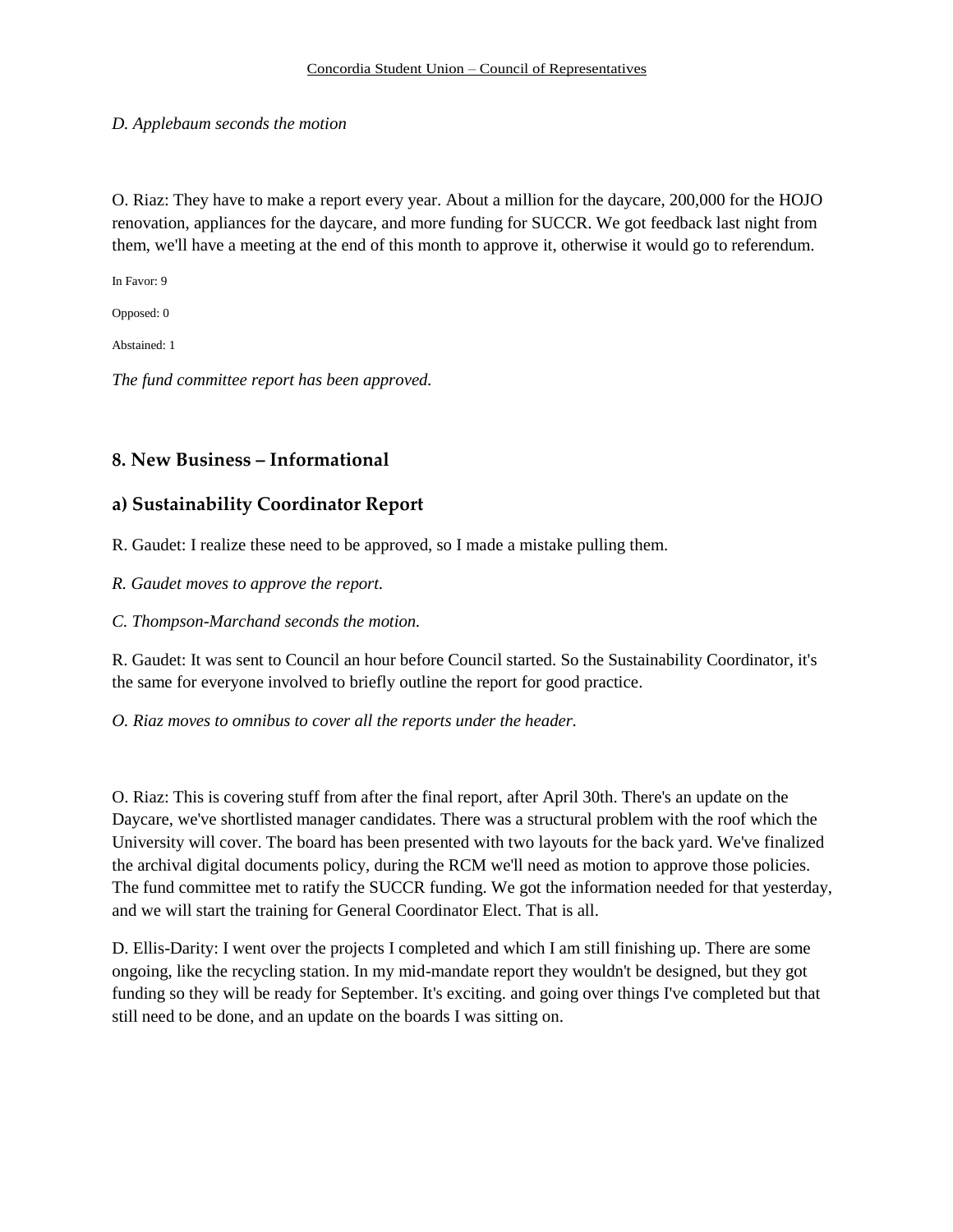*D. Applebaum seconds the motion*

O. Riaz: They have to make a report every year. About a million for the daycare, 200,000 for the HOJO renovation, appliances for the daycare, and more funding for SUCCR. We got feedback last night from them, we'll have a meeting at the end of this month to approve it, otherwise it would go to referendum.

In Favor: 9

Opposed: 0

Abstained: 1

*The fund committee report has been approved.*

## 8. New Business – Informational

## a) Sustainability Coordinator Report

R. Gaudet: I realize these need to be approved, so I made a mistake pulling them.

*R. Gaudet moves to approve the report.*

*C. Thompson-Marchand seconds the motion.*

R. Gaudet: It was sent to Council an hour before Council started. So the Sustainability Coordinator, it's the same for everyone involved to briefly outline the report for good practice.

*O. Riaz moves to omnibus to cover all the reports under the header.*

O. Riaz: This is covering stuff from after the final report, after April 30th. There's an update on the Daycare, we've shortlisted manager candidates. There was a structural problem with the roof which the University will cover. The board has been presented with two layouts for the back yard. We've finalized the archival digital documents policy, during the RCM we'll need as motion to approve those policies. The fund committee met to ratify the SUCCR funding. We got the information needed for that yesterday, and we will start the training for General Coordinator Elect. That is all.

D. Ellis-Darity: I went over the projects I completed and which I am still finishing up. There are some ongoing, like the recycling station. In my mid-mandate report they wouldn't be designed, but they got funding so they will be ready for September. It's exciting. and going over things I've completed but that still need to be done, and an update on the boards I was sitting on.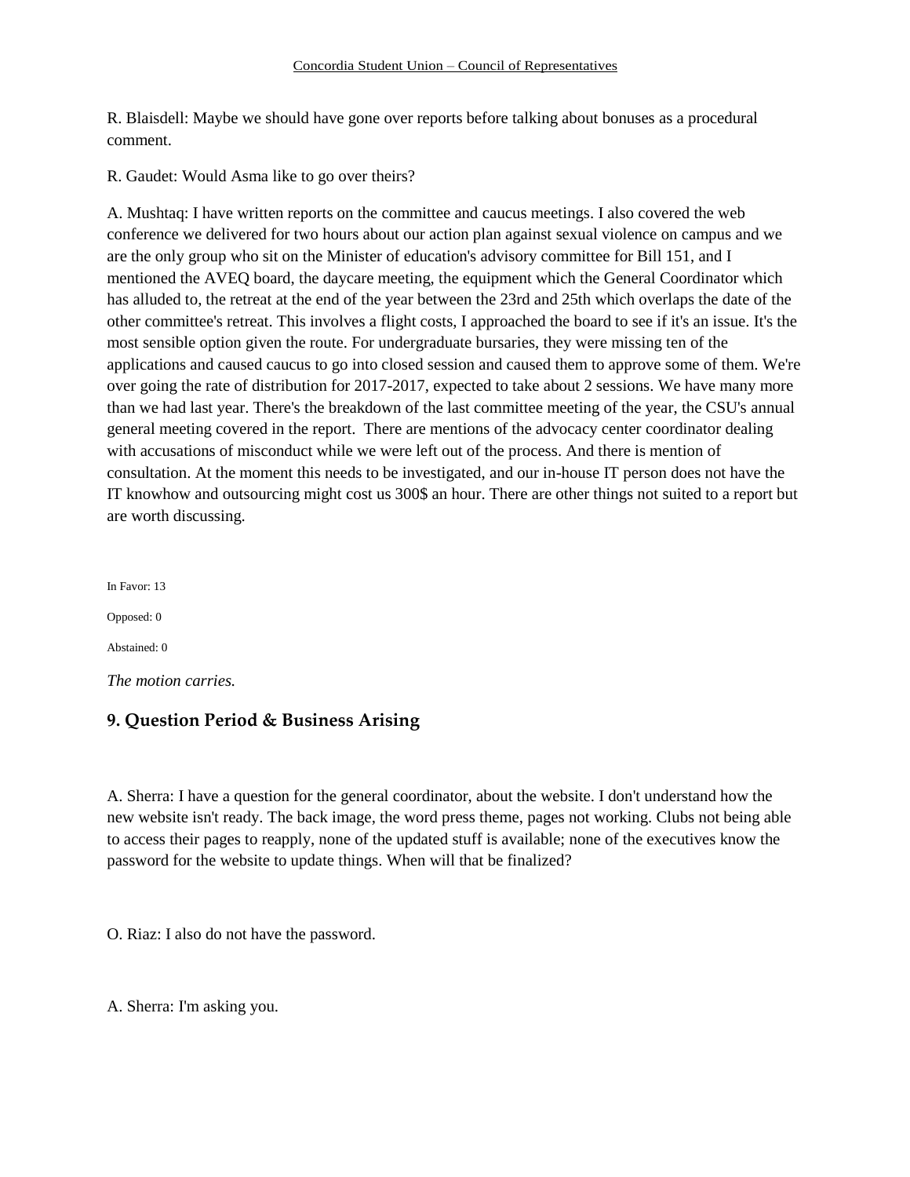R. Blaisdell: Maybe we should have gone over reports before talking about bonuses as a procedural comment.

R. Gaudet: Would Asma like to go over theirs?

A. Mushtaq: I have written reports on the committee and caucus meetings. I also covered the web conference we delivered for two hours about our action plan against sexual violence on campus and we are the only group who sit on the Minister of education's advisory committee for Bill 151, and I mentioned the AVEQ board, the daycare meeting, the equipment which the General Coordinator which has alluded to, the retreat at the end of the year between the 23rd and 25th which overlaps the date of the other committee's retreat. This involves a flight costs, I approached the board to see if it's an issue. It's the most sensible option given the route. For undergraduate bursaries, they were missing ten of the applications and caused caucus to go into closed session and caused them to approve some of them. We're over going the rate of distribution for 2017-2017, expected to take about 2 sessions. We have many more than we had last year. There's the breakdown of the last committee meeting of the year, the CSU's annual general meeting covered in the report.  There are mentions of the advocacy center coordinator dealing with accusations of misconduct while we were left out of the process. And there is mention of consultation. At the moment this needs to be investigated, and our in-house IT person does not have the IT knowhow and outsourcing might cost us 300$ an hour. There are other things not suited to a report but are worth discussing.

In Favor: 13

Opposed: 0

Abstained: 0

*The motion carries.*

## 9. Question Period & Business Arising

A. Sherra: I have a question for the general coordinator, about the website. I don't understand how the new website isn't ready. The back image, the word press theme, pages not working. Clubs not being able to access their pages to reapply, none of the updated stuff is available; none of the executives know the password for the website to update things. When will that be finalized?

O. Riaz: I also do not have the password.

A. Sherra: I'm asking you.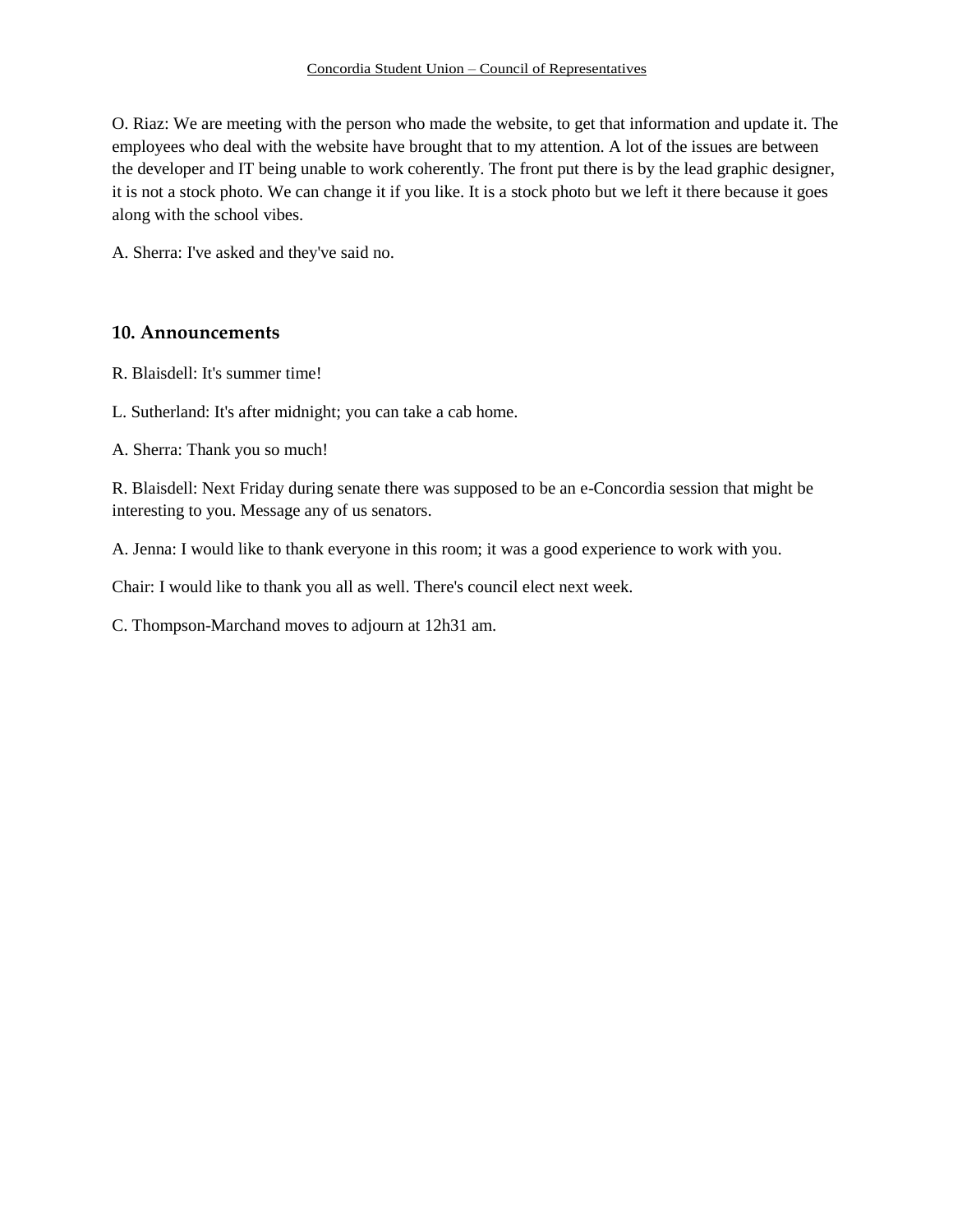O. Riaz: We are meeting with the person who made the website, to get that information and update it. The employees who deal with the website have brought that to my attention. A lot of the issues are between the developer and IT being unable to work coherently. The front put there is by the lead graphic designer, it is not a stock photo. We can change it if you like. It is a stock photo but we left it there because it goes along with the school vibes.

A. Sherra: I've asked and they've said no.

## 10. Announcements

R. Blaisdell: It's summer time!

L. Sutherland: It's after midnight; you can take a cab home.

A. Sherra: Thank you so much!

R. Blaisdell: Next Friday during senate there was supposed to be an e-Concordia session that might be interesting to you. Message any of us senators.

A. Jenna: I would like to thank everyone in this room; it was a good experience to work with you.

Chair: I would like to thank you all as well. There's council elect next week.

C. Thompson-Marchand moves to adjourn at 12h31 am.